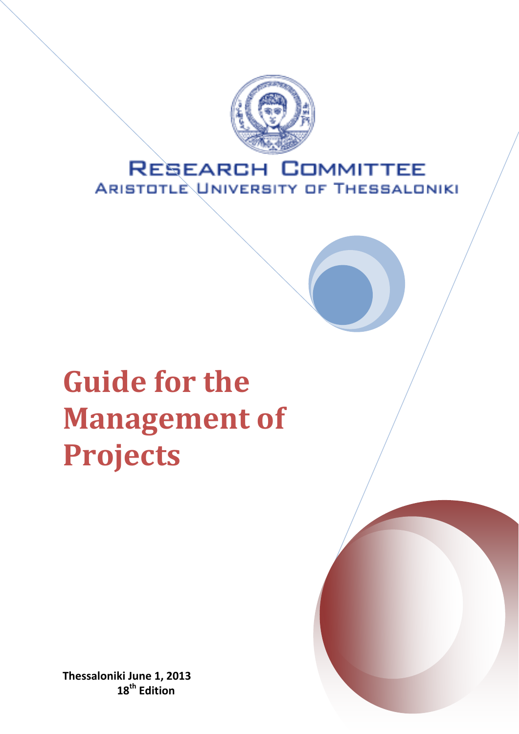RESEARCH COMMITTEE
ARISTOTLE UNIVERSITY OF THESSALONIKI

# Guide for the Management of Projects

**Thessaloniki June 1, 2013**
**18th Edition**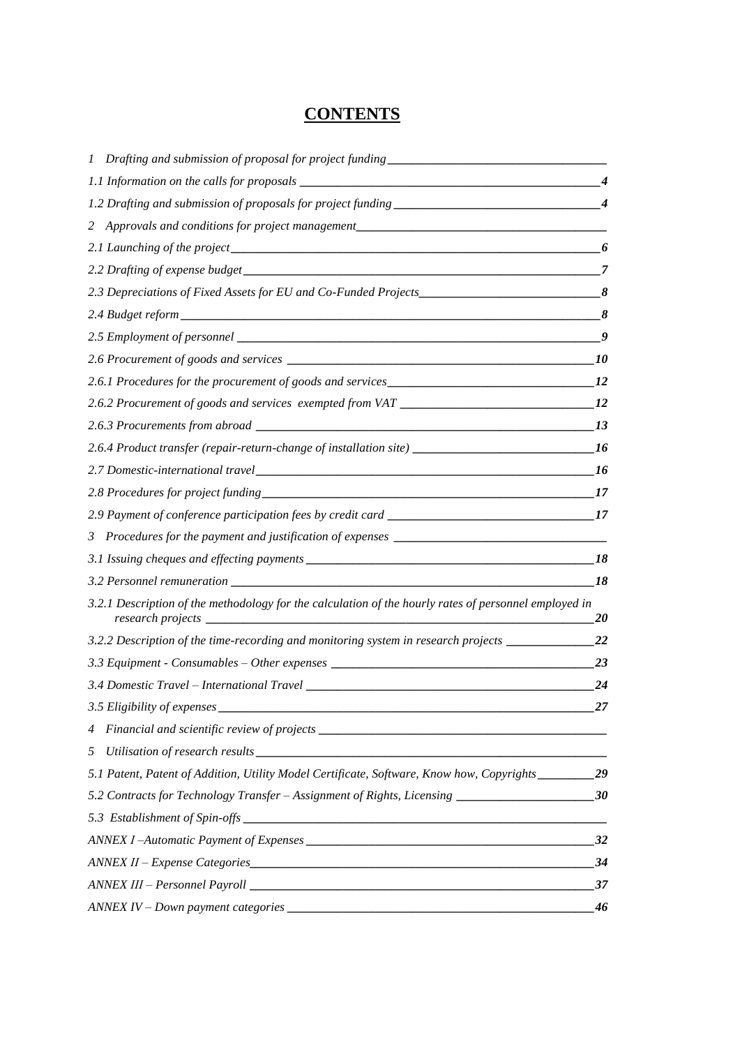# CONTENTS

*1 Drafting and submission of proposal for project funding*

*1.1 Information on the calls for proposals* **4**

*1.2 Drafting and submission of proposals for project funding* **4**

*2 Approvals and conditions for project management*

*2.1 Launching of the project* **6**

*2.2 Drafting of expense budget* **7**

*2.3 Depreciations of Fixed Assets for EU and Co-Funded Projects* **8**

*2.4 Budget reform* **8**

*2.5 Employment of personnel* **9**

*2.6 Procurement of goods and services* **10**

*2.6.1 Procedures for the procurement of goods and services* **12**

*2.6.2 Procurement of goods and services exempted from VAT* **12**

*2.6.3 Procurements from abroad* **13**

*2.6.4 Product transfer (repair-return-change of installation site)* **16**

*2.7 Domestic-international travel* **16**

*2.8 Procedures for project funding* **17**

*2.9 Payment of conference participation fees by credit card* **17**

*3 Procedures for the payment and justification of expenses*

*3.1 Issuing cheques and effecting payments* **18**

*3.2 Personnel remuneration* **18**

*3.2.1 Description of the methodology for the calculation of the hourly rates of personnel employed in research projects* **20**

*3.2.2 Description of the time-recording and monitoring system in research projects* **22**

*3.3 Equipment - Consumables – Other expenses* **23**

*3.4 Domestic Travel – International Travel* **24**

*3.5 Eligibility of expenses* **27**

*4 Financial and scientific review of projects*

*5 Utilisation of research results*

*5.1 Patent, Patent of Addition, Utility Model Certificate, Software, Know how, Copyrights* **29**

*5.2 Contracts for Technology Transfer – Assignment of Rights, Licensing* **30**

*5.3 Establishment of Spin-offs*

*ANNEX I –Automatic Payment of Expenses* **32**

*ANNEX II – Expense Categories* **34**

*ANNEX III – Personnel Payroll* **37**

*ANNEX IV – Down payment categories* **46**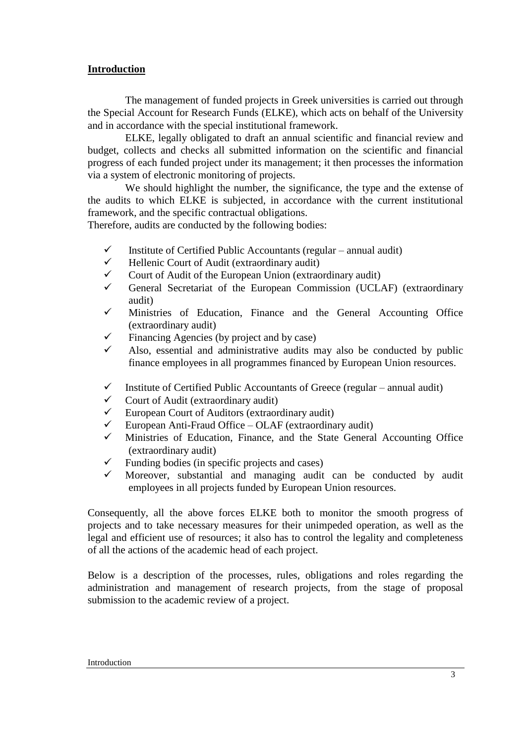## Introduction

The management of funded projects in Greek universities is carried out through the Special Account for Research Funds (ELKE), which acts on behalf of the University and in accordance with the special institutional framework.

ELKE, legally obligated to draft an annual scientific and financial review and budget, collects and checks all submitted information on the scientific and financial progress of each funded project under its management; it then processes the information via a system of electronic monitoring of projects.

We should highlight the number, the significance, the type and the extense of the audits to which ELKE is subjected, in accordance with the current institutional framework, and the specific contractual obligations.

Therefore, audits are conducted by the following bodies:

- ✓ Institute of Certified Public Accountants (regular – annual audit)
- ✓ Hellenic Court of Audit (extraordinary audit)
- ✓ Court of Audit of the European Union (extraordinary audit)
- ✓ General Secretariat of the European Commission (UCLAF) (extraordinary audit)
- ✓ Ministries of Education, Finance and the General Accounting Office (extraordinary audit)
- ✓ Financing Agencies (by project and by case)
- ✓ Also, essential and administrative audits may also be conducted by public finance employees in all programmes financed by European Union resources.

- ✓ Institute of Certified Public Accountants of Greece (regular – annual audit)
- ✓ Court of Audit (extraordinary audit)
- ✓ European Court of Auditors (extraordinary audit)
- ✓ European Anti-Fraud Office – OLAF (extraordinary audit)
- ✓ Ministries of Education, Finance, and the State General Accounting Office (extraordinary audit)
- ✓ Funding bodies (in specific projects and cases)
- ✓ Moreover, substantial and managing audit can be conducted by audit employees in all projects funded by European Union resources.

Consequently, all the above forces ELKE both to monitor the smooth progress of projects and to take necessary measures for their unimpeded operation, as well as the legal and efficient use of resources; it also has to control the legality and completeness of all the actions of the academic head of each project.

Below is a description of the processes, rules, obligations and roles regarding the administration and management of research projects, from the stage of proposal submission to the academic review of a project.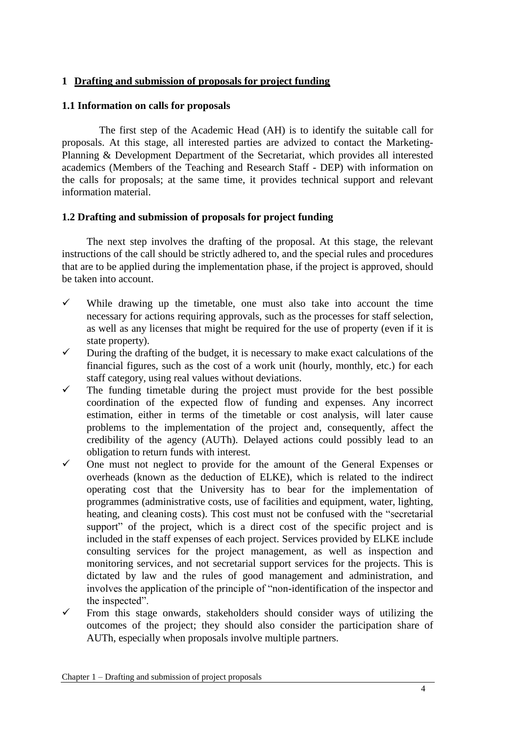# 1 Drafting and submission of proposals for project funding

## 1.1 Information on calls for proposals

The first step of the Academic Head (AH) is to identify the suitable call for proposals. At this stage, all interested parties are advized to contact the Marketing-Planning & Development Department of the Secretariat, which provides all interested academics (Members of the Teaching and Research Staff - DEP) with information on the calls for proposals; at the same time, it provides technical support and relevant information material.

## 1.2 Drafting and submission of proposals for project funding

The next step involves the drafting of the proposal. At this stage, the relevant instructions of the call should be strictly adhered to, and the special rules and procedures that are to be applied during the implementation phase, if the project is approved, should be taken into account.

- ✓ While drawing up the timetable, one must also take into account the time necessary for actions requiring approvals, such as the processes for staff selection, as well as any licenses that might be required for the use of property (even if it is state property).
- ✓ During the drafting of the budget, it is necessary to make exact calculations of the financial figures, such as the cost of a work unit (hourly, monthly, etc.) for each staff category, using real values without deviations.
- ✓ The funding timetable during the project must provide for the best possible coordination of the expected flow of funding and expenses. Any incorrect estimation, either in terms of the timetable or cost analysis, will later cause problems to the implementation of the project and, consequently, affect the credibility of the agency (AUTh). Delayed actions could possibly lead to an obligation to return funds with interest.
- ✓ One must not neglect to provide for the amount of the General Expenses or overheads (known as the deduction of ELKE), which is related to the indirect operating cost that the University has to bear for the implementation of programmes (administrative costs, use of facilities and equipment, water, lighting, heating, and cleaning costs). This cost must not be confused with the "secretarial support" of the project, which is a direct cost of the specific project and is included in the staff expenses of each project. Services provided by ELKE include consulting services for the project management, as well as inspection and monitoring services, and not secretarial support services for the projects. This is dictated by law and the rules of good management and administration, and involves the application of the principle of "non-identification of the inspector and the inspected".
- ✓ From this stage onwards, stakeholders should consider ways of utilizing the outcomes of the project; they should also consider the participation share of AUTh, especially when proposals involve multiple partners.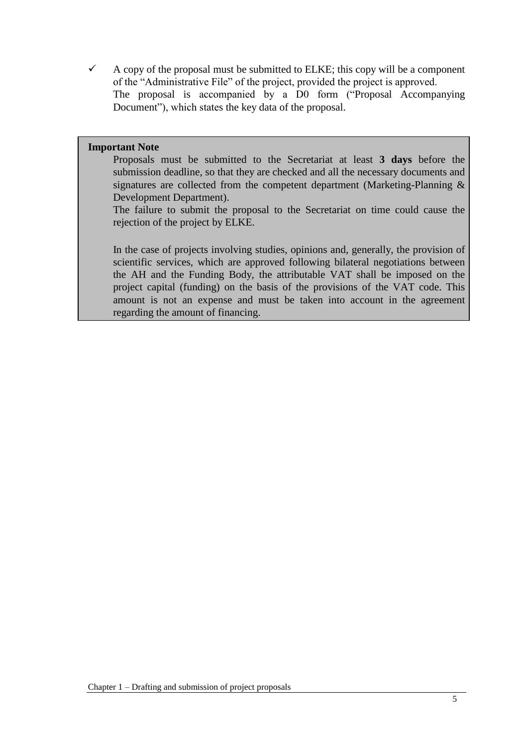- ✓ A copy of the proposal must be submitted to ELKE; this copy will be a component of the “Administrative File” of the project, provided the project is approved.
  The proposal is accompanied by a D0 form (“Proposal Accompanying Document”), which states the key data of the proposal.

> **Important Note**
>
> Proposals must be submitted to the Secretariat at least **3 days** before the submission deadline, so that they are checked and all the necessary documents and signatures are collected from the competent department (Marketing-Planning & Development Department).
>
> The failure to submit the proposal to the Secretariat on time could cause the rejection of the project by ELKE.
>
> In the case of projects involving studies, opinions and, generally, the provision of scientific services, which are approved following bilateral negotiations between the AH and the Funding Body, the attributable VAT shall be imposed on the project capital (funding) on the basis of the provisions of the VAT code. This amount is not an expense and must be taken into account in the agreement regarding the amount of financing.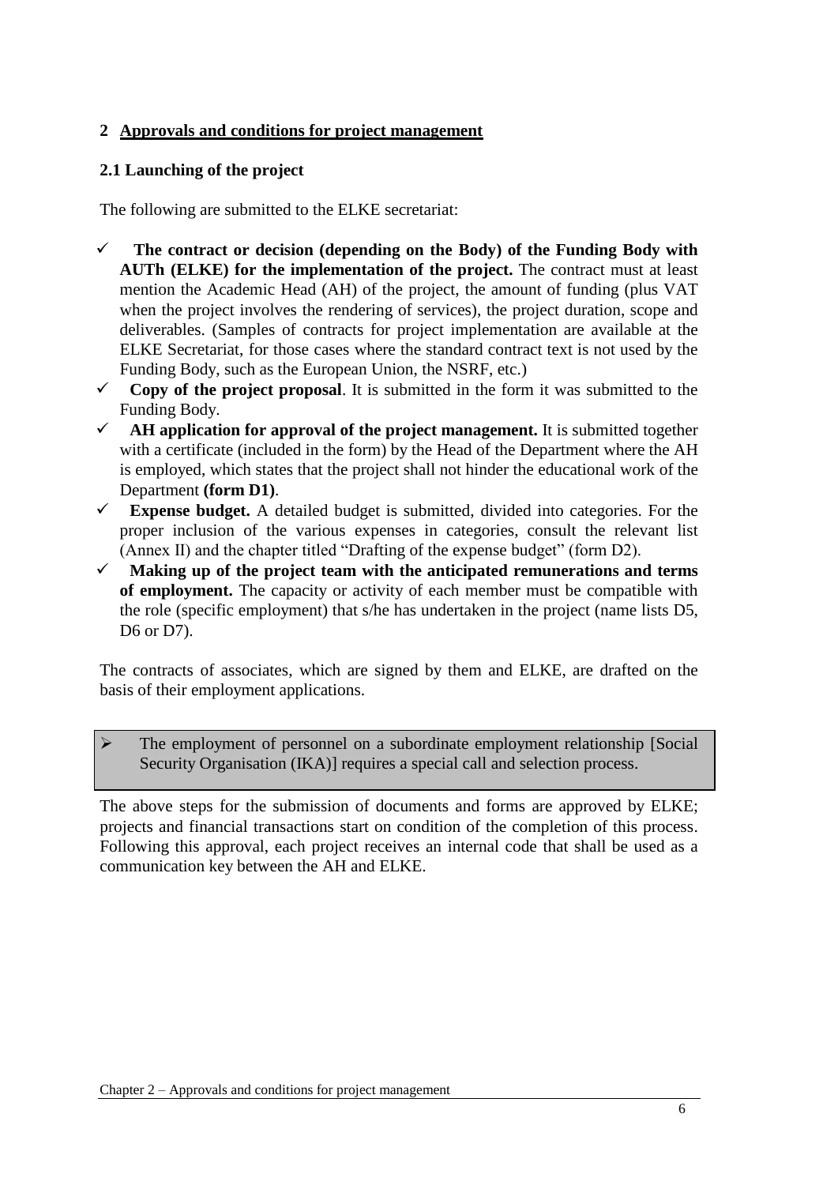# 2 Approvals and conditions for project management

## 2.1 Launching of the project

The following are submitted to the ELKE secretariat:

- ✓ **The contract or decision (depending on the Body) of the Funding Body with AUTh (ELKE) for the implementation of the project.** The contract must at least mention the Academic Head (AH) of the project, the amount of funding (plus VAT when the project involves the rendering of services), the project duration, scope and deliverables. (Samples of contracts for project implementation are available at the ELKE Secretariat, for those cases where the standard contract text is not used by the Funding Body, such as the European Union, the NSRF, etc.)
- ✓ **Copy of the project proposal**. It is submitted in the form it was submitted to the Funding Body.
- ✓ **AH application for approval of the project management.** It is submitted together with a certificate (included in the form) by the Head of the Department where the AH is employed, which states that the project shall not hinder the educational work of the Department **(form D1)**.
- ✓ **Expense budget.** A detailed budget is submitted, divided into categories. For the proper inclusion of the various expenses in categories, consult the relevant list (Annex II) and the chapter titled "Drafting of the expense budget" (form D2).
- ✓ **Making up of the project team with the anticipated remunerations and terms of employment.** The capacity or activity of each member must be compatible with the role (specific employment) that s/he has undertaken in the project (name lists D5, D6 or D7).

The contracts of associates, which are signed by them and ELKE, are drafted on the basis of their employment applications.

> ➢ The employment of personnel on a subordinate employment relationship [Social Security Organisation (IKA)] requires a special call and selection process.

The above steps for the submission of documents and forms are approved by ELKE; projects and financial transactions start on condition of the completion of this process. Following this approval, each project receives an internal code that shall be used as a communication key between the AH and ELKE.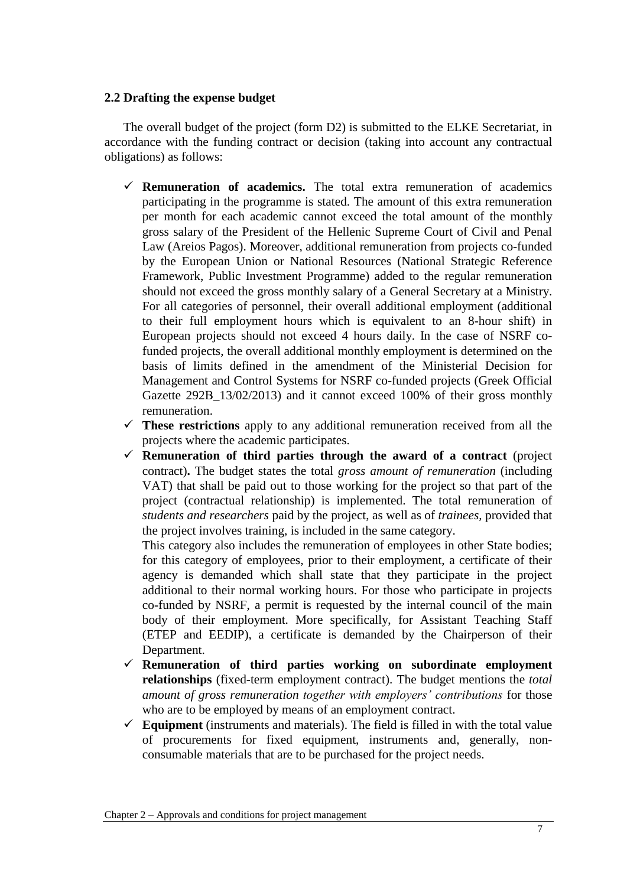### 2.2 Drafting the expense budget

The overall budget of the project (form D2) is submitted to the ELKE Secretariat, in accordance with the funding contract or decision (taking into account any contractual obligations) as follows:

- ✓ **Remuneration of academics.** The total extra remuneration of academics participating in the programme is stated. The amount of this extra remuneration per month for each academic cannot exceed the total amount of the monthly gross salary of the President of the Hellenic Supreme Court of Civil and Penal Law (Areios Pagos). Moreover, additional remuneration from projects co-funded by the European Union or National Resources (National Strategic Reference Framework, Public Investment Programme) added to the regular remuneration should not exceed the gross monthly salary of a General Secretary at a Ministry. For all categories of personnel, their overall additional employment (additional to their full employment hours which is equivalent to an 8-hour shift) in European projects should not exceed 4 hours daily. In the case of NSRF co-funded projects, the overall additional monthly employment is determined on the basis of limits defined in the amendment of the Ministerial Decision for Management and Control Systems for NSRF co-funded projects (Greek Official Gazette 292B_13/02/2013) and it cannot exceed 100% of their gross monthly remuneration.
- ✓ **These restrictions** apply to any additional remuneration received from all the projects where the academic participates.
- ✓ **Remuneration of third parties through the award of a contract** (project contract)**.** The budget states the total *gross amount of remuneration* (including VAT) that shall be paid out to those working for the project so that part of the project (contractual relationship) is implemented. The total remuneration of *students and researchers* paid by the project, as well as of *trainees,* provided that the project involves training, is included in the same category.

  This category also includes the remuneration of employees in other State bodies; for this category of employees, prior to their employment, a certificate of their agency is demanded which shall state that they participate in the project additional to their normal working hours. For those who participate in projects co-funded by NSRF, a permit is requested by the internal council of the main body of their employment. More specifically, for Assistant Teaching Staff (ETEP and EEDIP), a certificate is demanded by the Chairperson of their Department.
- ✓ **Remuneration of third parties working on subordinate employment relationships** (fixed-term employment contract). The budget mentions the *total amount of gross remuneration together with employers' contributions* for those who are to be employed by means of an employment contract.
- ✓ **Equipment** (instruments and materials). The field is filled in with the total value of procurements for fixed equipment, instruments and, generally, non-consumable materials that are to be purchased for the project needs.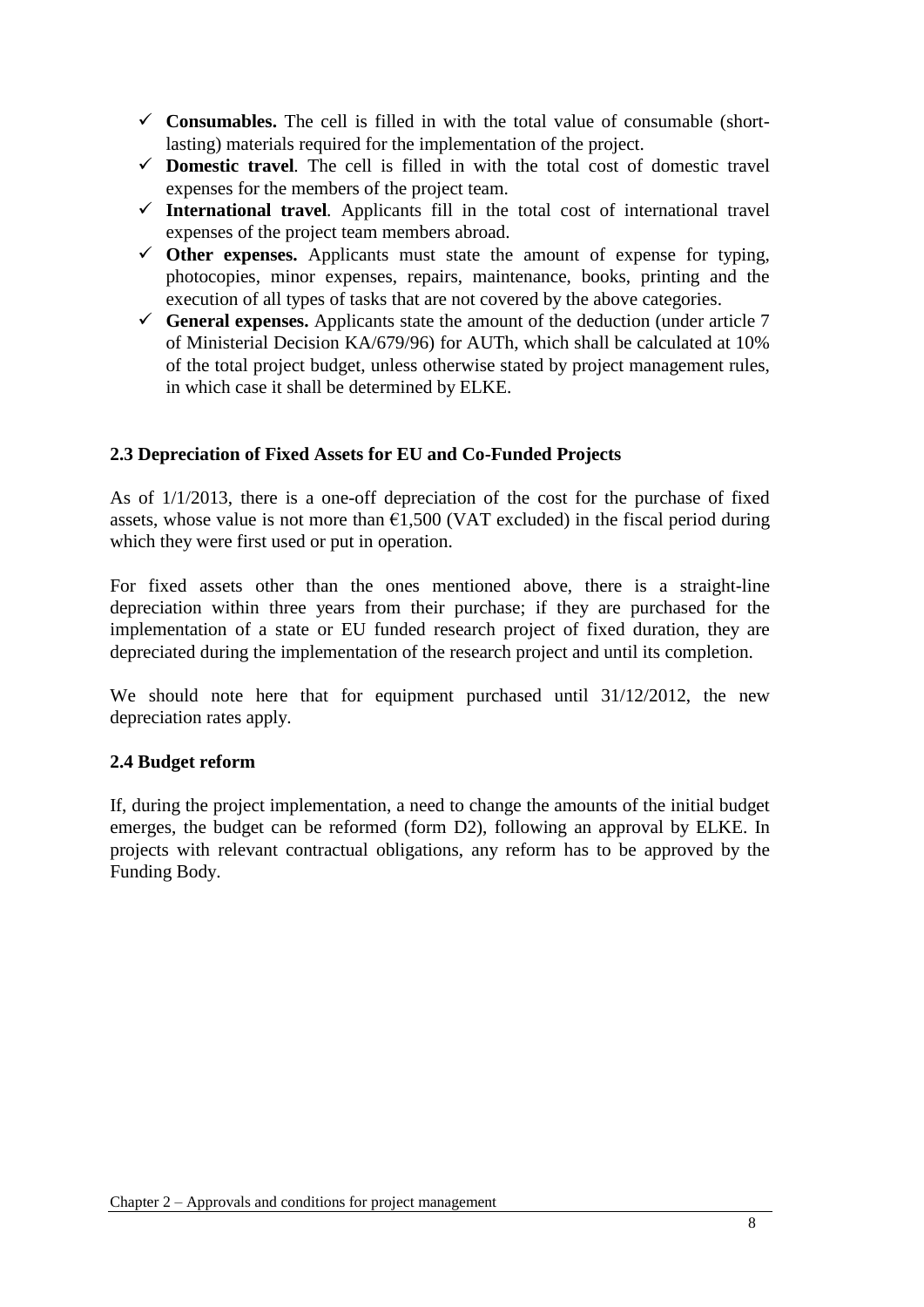- **Consumables.** The cell is filled in with the total value of consumable (short-lasting) materials required for the implementation of the project.
- **Domestic travel**. The cell is filled in with the total cost of domestic travel expenses for the members of the project team.
- **International travel**. Applicants fill in the total cost of international travel expenses of the project team members abroad.
- **Other expenses.** Applicants must state the amount of expense for typing, photocopies, minor expenses, repairs, maintenance, books, printing and the execution of all types of tasks that are not covered by the above categories.
- **General expenses.** Applicants state the amount of the deduction (under article 7 of Ministerial Decision KA/679/96) for AUTh, which shall be calculated at 10% of the total project budget, unless otherwise stated by project management rules, in which case it shall be determined by ELKE.

### 2.3 Depreciation of Fixed Assets for EU and Co-Funded Projects

As of 1/1/2013, there is a one-off depreciation of the cost for the purchase of fixed assets, whose value is not more than €1,500 (VAT excluded) in the fiscal period during which they were first used or put in operation.

For fixed assets other than the ones mentioned above, there is a straight-line depreciation within three years from their purchase; if they are purchased for the implementation of a state or EU funded research project of fixed duration, they are depreciated during the implementation of the research project and until its completion.

We should note here that for equipment purchased until 31/12/2012, the new depreciation rates apply.

### 2.4 Budget reform

If, during the project implementation, a need to change the amounts of the initial budget emerges, the budget can be reformed (form D2), following an approval by ELKE. In projects with relevant contractual obligations, any reform has to be approved by the Funding Body.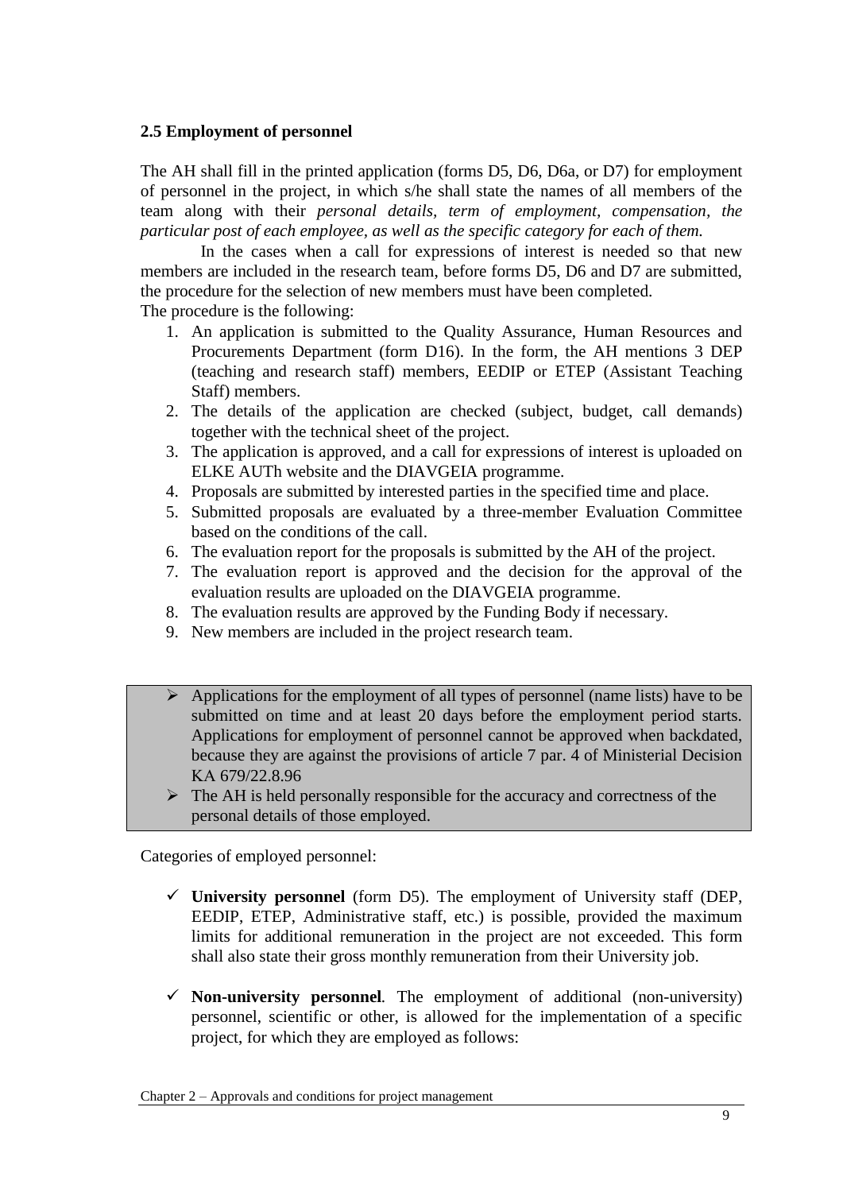### 2.5 Employment of personnel

The AH shall fill in the printed application (forms D5, D6, D6a, or D7) for employment of personnel in the project, in which s/he shall state the names of all members of the team along with their *personal details, term of employment, compensation, the particular post of each employee, as well as the specific category for each of them.*

In the cases when a call for expressions of interest is needed so that new members are included in the research team, before forms D5, D6 and D7 are submitted, the procedure for the selection of new members must have been completed.

The procedure is the following:

1. An application is submitted to the Quality Assurance, Human Resources and Procurements Department (form D16). In the form, the AH mentions 3 DEP (teaching and research staff) members, EEDIP or ETEP (Assistant Teaching Staff) members.
2. The details of the application are checked (subject, budget, call demands) together with the technical sheet of the project.
3. The application is approved, and a call for expressions of interest is uploaded on ELKE AUTh website and the DIAVGEIA programme.
4. Proposals are submitted by interested parties in the specified time and place.
5. Submitted proposals are evaluated by a three-member Evaluation Committee based on the conditions of the call.
6. The evaluation report for the proposals is submitted by the AH of the project.
7. The evaluation report is approved and the decision for the approval of the evaluation results are uploaded on the DIAVGEIA programme.
8. The evaluation results are approved by the Funding Body if necessary.
9. New members are included in the project research team.

> - Applications for the employment of all types of personnel (name lists) have to be submitted on time and at least 20 days before the employment period starts. Applications for employment of personnel cannot be approved when backdated, because they are against the provisions of article 7 par. 4 of Ministerial Decision KA 679/22.8.96
> - The AH is held personally responsible for the accuracy and correctness of the personal details of those employed.

Categories of employed personnel:

- ✓ **University personnel** (form D5). The employment of University staff (DEP, EEDIP, ETEP, Administrative staff, etc.) is possible, provided the maximum limits for additional remuneration in the project are not exceeded. This form shall also state their gross monthly remuneration from their University job.

- ✓ **Non-university personnel**. The employment of additional (non-university) personnel, scientific or other, is allowed for the implementation of a specific project, for which they are employed as follows: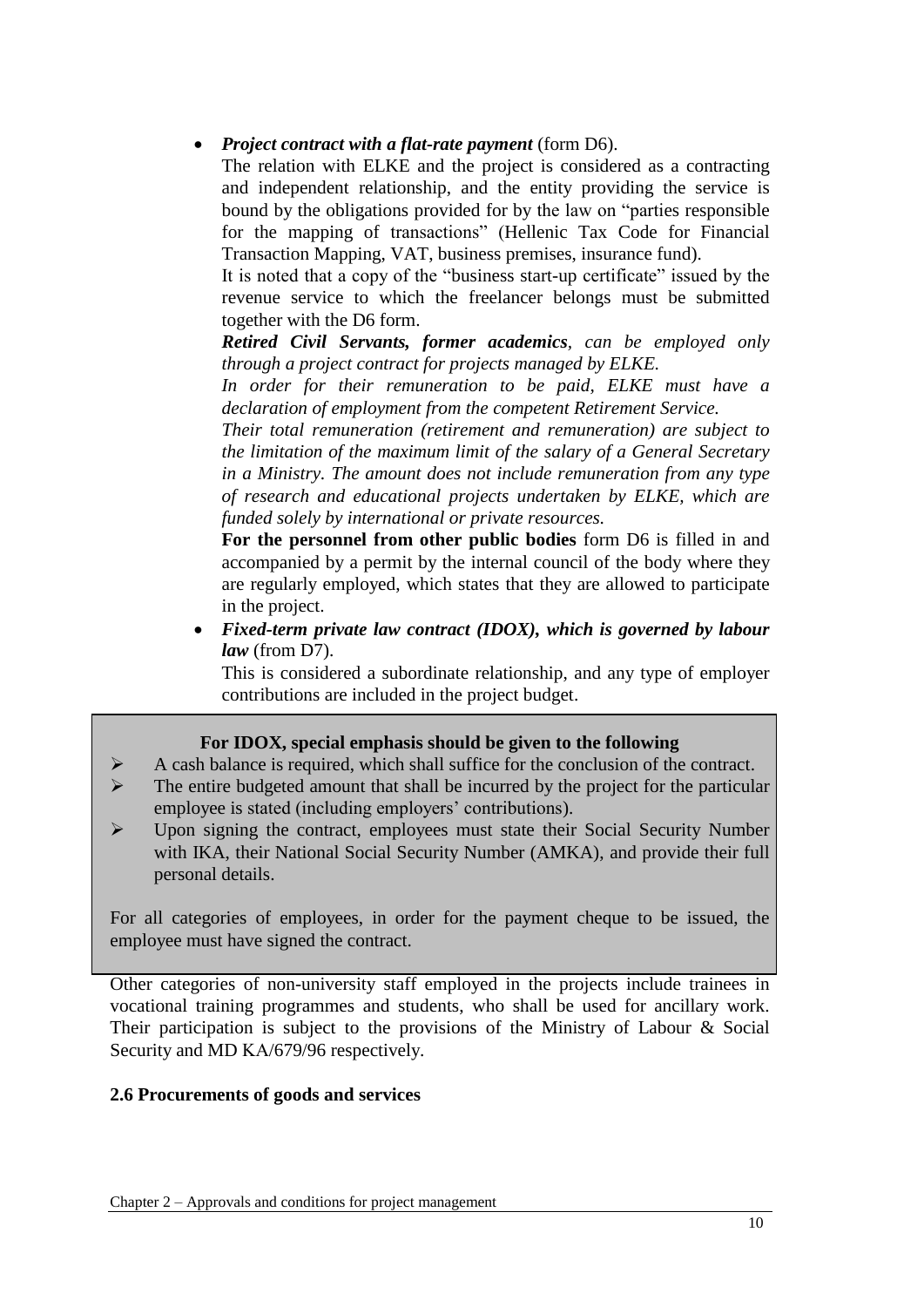- ***Project contract with a flat-rate payment*** (form D6).

  The relation with ELKE and the project is considered as a contracting and independent relationship, and the entity providing the service is bound by the obligations provided for by the law on "parties responsible for the mapping of transactions" (Hellenic Tax Code for Financial Transaction Mapping, VAT, business premises, insurance fund).

  It is noted that a copy of the "business start-up certificate" issued by the revenue service to which the freelancer belongs must be submitted together with the D6 form.

  ***Retired Civil Servants, former academics****, can be employed only through a project contract for projects managed by ELKE.*

  *In order for their remuneration to be paid, ELKE must have a declaration of employment from the competent Retirement Service.*

  *Their total remuneration (retirement and remuneration) are subject to the limitation of the maximum limit of the salary of a General Secretary in a Ministry. The amount does not include remuneration from any type of research and educational projects undertaken by ELKE, which are funded solely by international or private resources.*

  **For the personnel from other public bodies** form D6 is filled in and accompanied by a permit by the internal council of the body where they are regularly employed, which states that they are allowed to participate in the project.

- ***Fixed-term private law contract (IDOX), which is governed by labour law*** (from D7).

  This is considered a subordinate relationship, and any type of employer contributions are included in the project budget.

**For IDOX, special emphasis should be given to the following**

- A cash balance is required, which shall suffice for the conclusion of the contract.
- The entire budgeted amount that shall be incurred by the project for the particular employee is stated (including employers' contributions).
- Upon signing the contract, employees must state their Social Security Number with IKA, their National Social Security Number (AMKA), and provide their full personal details.

For all categories of employees, in order for the payment cheque to be issued, the employee must have signed the contract.

Other categories of non-university staff employed in the projects include trainees in vocational training programmes and students, who shall be used for ancillary work. Their participation is subject to the provisions of the Ministry of Labour & Social Security and MD KA/679/96 respectively.

### 2.6 Procurements of goods and services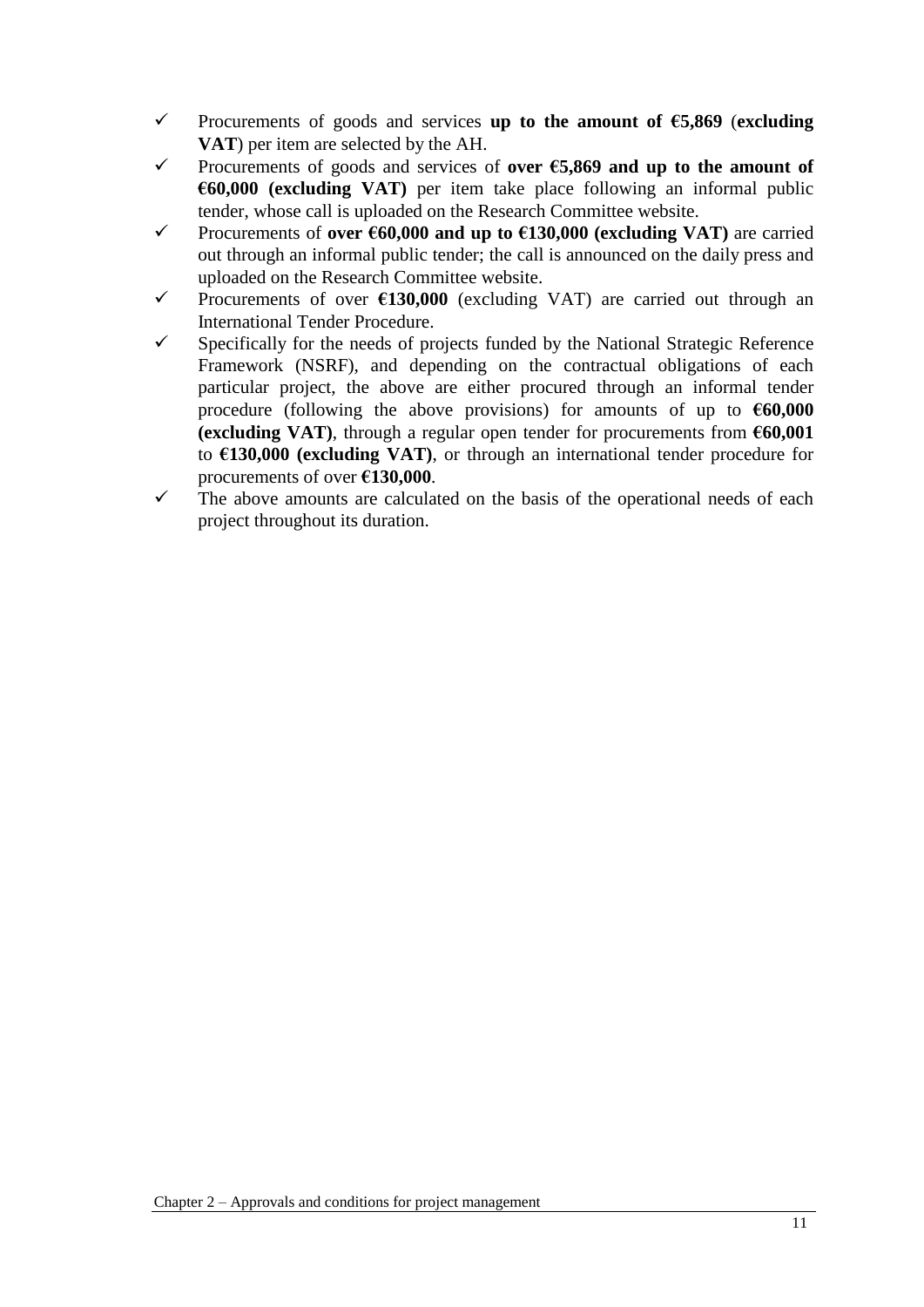- Procurements of goods and services **up to the amount of €5,869** (**excluding VAT**) per item are selected by the AH.
- Procurements of goods and services of **over €5,869 and up to the amount of €60,000 (excluding VAT)** per item take place following an informal public tender, whose call is uploaded on the Research Committee website.
- Procurements of **over €60,000 and up to €130,000 (excluding VAT)** are carried out through an informal public tender; the call is announced on the daily press and uploaded on the Research Committee website.
- Procurements of over **€130,000** (excluding VAT) are carried out through an International Tender Procedure.
- Specifically for the needs of projects funded by the National Strategic Reference Framework (NSRF), and depending on the contractual obligations of each particular project, the above are either procured through an informal tender procedure (following the above provisions) for amounts of up to **€60,000 (excluding VAT)**, through a regular open tender for procurements from **€60,001** to **€130,000 (excluding VAT)**, or through an international tender procedure for procurements of over **€130,000**.
- The above amounts are calculated on the basis of the operational needs of each project throughout its duration.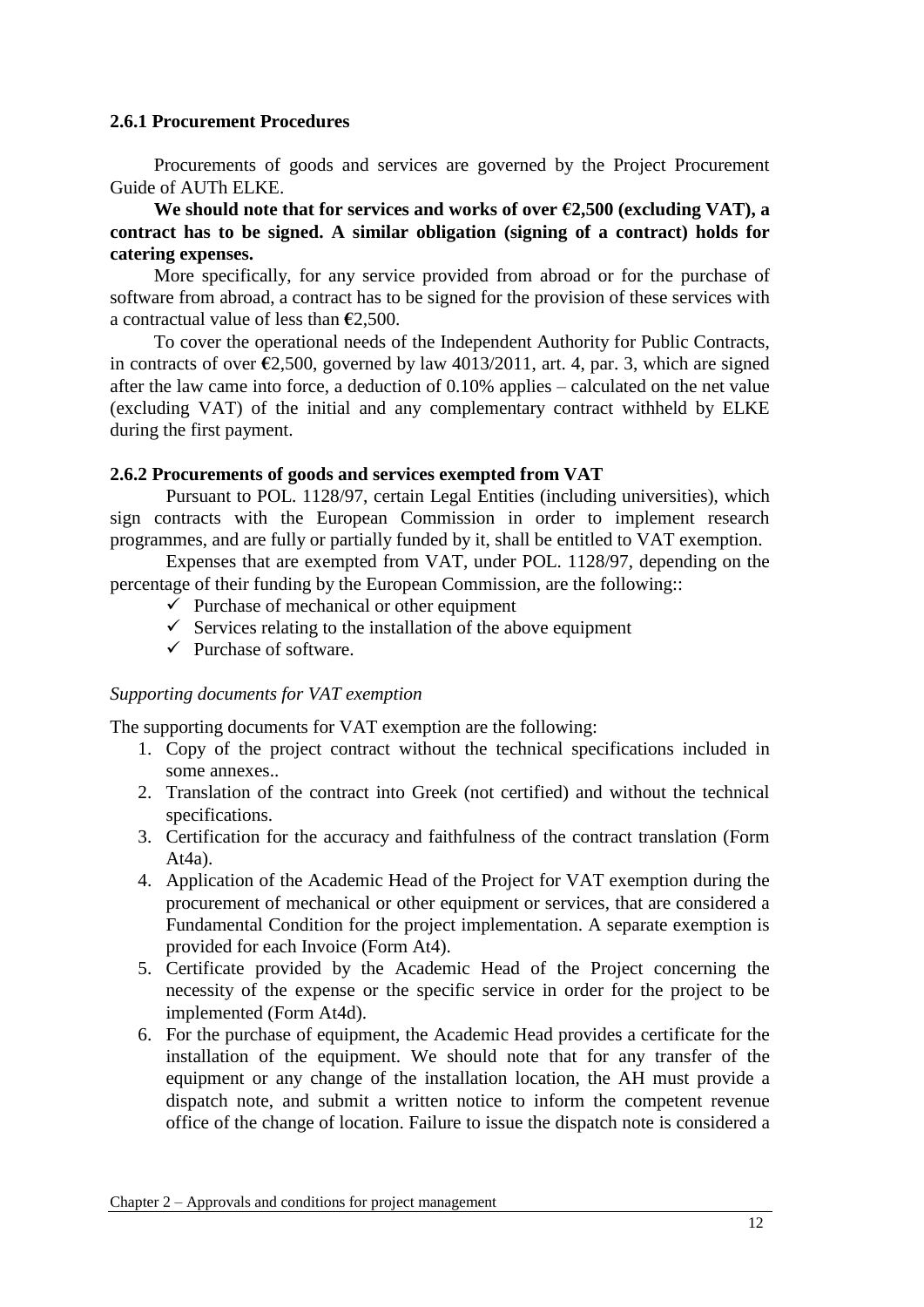### 2.6.1 Procurement Procedures

Procurements of goods and services are governed by the Project Procurement Guide of AUTh ELKE.

**We should note that for services and works of over €2,500 (excluding VAT), a contract has to be signed. A similar obligation (signing of a contract) holds for catering expenses.**

More specifically, for any service provided from abroad or for the purchase of software from abroad, a contract has to be signed for the provision of these services with a contractual value of less than €2,500.

To cover the operational needs of the Independent Authority for Public Contracts, in contracts of over €2,500, governed by law 4013/2011, art. 4, par. 3, which are signed after the law came into force, a deduction of 0.10% applies – calculated on the net value (excluding VAT) of the initial and any complementary contract withheld by ELKE during the first payment.

### 2.6.2 Procurements of goods and services exempted from VAT

Pursuant to POL. 1128/97, certain Legal Entities (including universities), which sign contracts with the European Commission in order to implement research programmes, and are fully or partially funded by it, shall be entitled to VAT exemption.

Expenses that are exempted from VAT, under POL. 1128/97, depending on the percentage of their funding by the European Commission, are the following::

- ✓ Purchase of mechanical or other equipment
- ✓ Services relating to the installation of the above equipment
- ✓ Purchase of software.

*Supporting documents for VAT exemption*

The supporting documents for VAT exemption are the following:

1. Copy of the project contract without the technical specifications included in some annexes..
2. Translation of the contract into Greek (not certified) and without the technical specifications.
3. Certification for the accuracy and faithfulness of the contract translation (Form At4a).
4. Application of the Academic Head of the Project for VAT exemption during the procurement of mechanical or other equipment or services, that are considered a Fundamental Condition for the project implementation. A separate exemption is provided for each Invoice (Form At4).
5. Certificate provided by the Academic Head of the Project concerning the necessity of the expense or the specific service in order for the project to be implemented (Form At4d).
6. For the purchase of equipment, the Academic Head provides a certificate for the installation of the equipment. We should note that for any transfer of the equipment or any change of the installation location, the AH must provide a dispatch note, and submit a written notice to inform the competent revenue office of the change of location. Failure to issue the dispatch note is considered a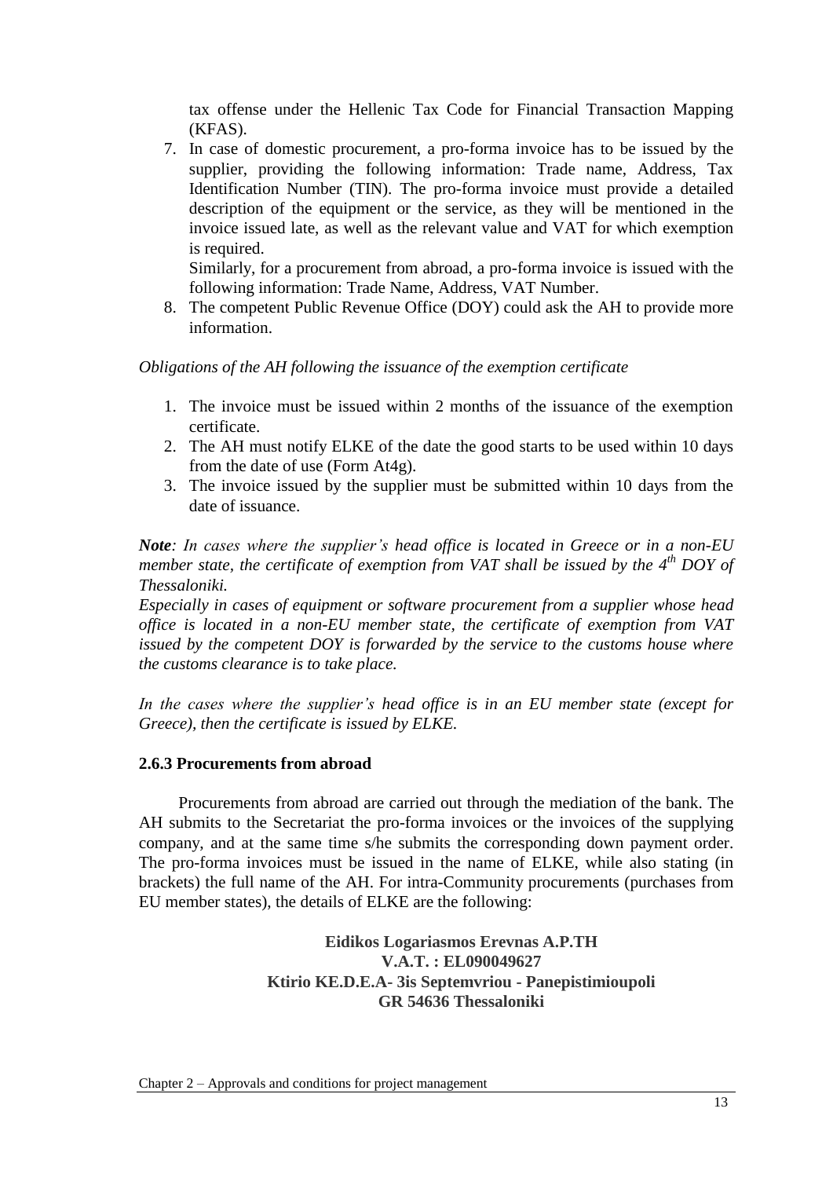tax offense under the Hellenic Tax Code for Financial Transaction Mapping (KFAS).

7. In case of domestic procurement, a pro-forma invoice has to be issued by the supplier, providing the following information: Trade name, Address, Tax Identification Number (TIN). The pro-forma invoice must provide a detailed description of the equipment or the service, as they will be mentioned in the invoice issued late, as well as the relevant value and VAT for which exemption is required.

   Similarly, for a procurement from abroad, a pro-forma invoice is issued with the following information: Trade Name, Address, VAT Number.
8. The competent Public Revenue Office (DOY) could ask the AH to provide more information.

*Obligations of the AH following the issuance of the exemption certificate*

1. The invoice must be issued within 2 months of the issuance of the exemption certificate.
2. The AH must notify ELKE of the date the good starts to be used within 10 days from the date of use (Form At4g).
3. The invoice issued by the supplier must be submitted within 10 days from the date of issuance.

***Note****: In cases where the supplier's head office is located in Greece or in a non-EU member state, the certificate of exemption from VAT shall be issued by the 4th DOY of Thessaloniki.*

*Especially in cases of equipment or software procurement from a supplier whose head office is located in a non-EU member state, the certificate of exemption from VAT issued by the competent DOY is forwarded by the service to the customs house where the customs clearance is to take place.*

*In the cases where the supplier's head office is in an EU member state (except for Greece), then the certificate is issued by ELKE.*

### 2.6.3 Procurements from abroad

Procurements from abroad are carried out through the mediation of the bank. The AH submits to the Secretariat the pro-forma invoices or the invoices of the supplying company, and at the same time s/he submits the corresponding down payment order. The pro-forma invoices must be issued in the name of ELKE, while also stating (in brackets) the full name of the AH. For intra-Community procurements (purchases from EU member states), the details of ELKE are the following:

**Eidikos Logariasmos Erevnas A.P.TH**
**V.A.T. : EL090049627**
**Ktirio KE.D.E.A- 3is Septemvriou - Panepistimioupoli**
**GR 54636 Thessaloniki**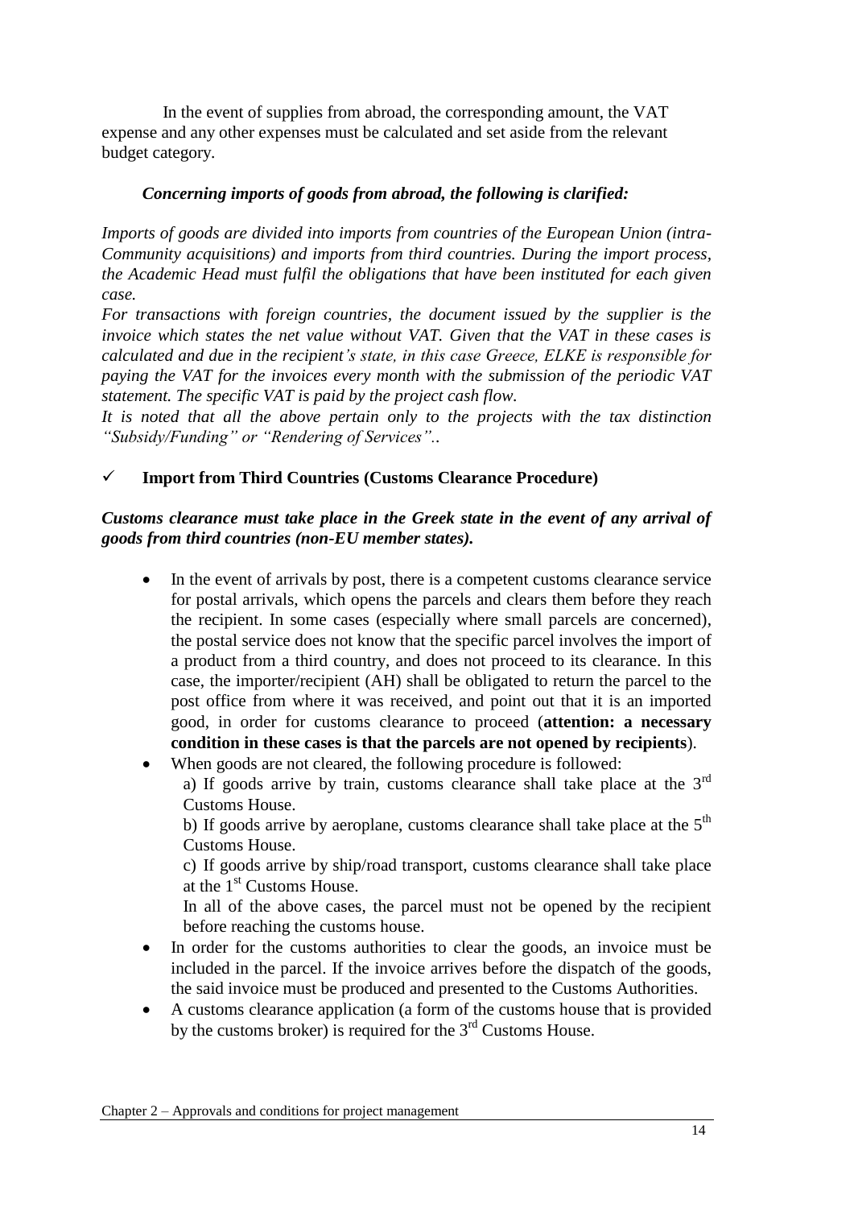In the event of supplies from abroad, the corresponding amount, the VAT expense and any other expenses must be calculated and set aside from the relevant budget category.

***Concerning imports of goods from abroad, the following is clarified:***

*Imports of goods are divided into imports from countries of the European Union (intra-Community acquisitions) and imports from third countries. During the import process, the Academic Head must fulfil the obligations that have been instituted for each given case.*

*For transactions with foreign countries, the document issued by the supplier is the invoice which states the net value without VAT. Given that the VAT in these cases is calculated and due in the recipient's state, in this case Greece, ELKE is responsible for paying the VAT for the invoices every month with the submission of the periodic VAT statement. The specific VAT is paid by the project cash flow.*

*It is noted that all the above pertain only to the projects with the tax distinction "Subsidy/Funding" or "Rendering of Services"..*

✓ **Import from Third Countries (Customs Clearance Procedure)**

***Customs clearance must take place in the Greek state in the event of any arrival of goods from third countries (non-EU member states).***

- In the event of arrivals by post, there is a competent customs clearance service for postal arrivals, which opens the parcels and clears them before they reach the recipient. In some cases (especially where small parcels are concerned), the postal service does not know that the specific parcel involves the import of a product from a third country, and does not proceed to its clearance. In this case, the importer/recipient (AH) shall be obligated to return the parcel to the post office from where it was received, and point out that it is an imported good, in order for customs clearance to proceed (**attention: a necessary condition in these cases is that the parcels are not opened by recipients**).
- When goods are not cleared, the following procedure is followed:
  a) If goods arrive by train, customs clearance shall take place at the 3rd Customs House.
  b) If goods arrive by aeroplane, customs clearance shall take place at the 5th Customs House.
  c) If goods arrive by ship/road transport, customs clearance shall take place at the 1st Customs House.
  In all of the above cases, the parcel must not be opened by the recipient before reaching the customs house.
- In order for the customs authorities to clear the goods, an invoice must be included in the parcel. If the invoice arrives before the dispatch of the goods, the said invoice must be produced and presented to the Customs Authorities.
- A customs clearance application (a form of the customs house that is provided by the customs broker) is required for the 3rd Customs House.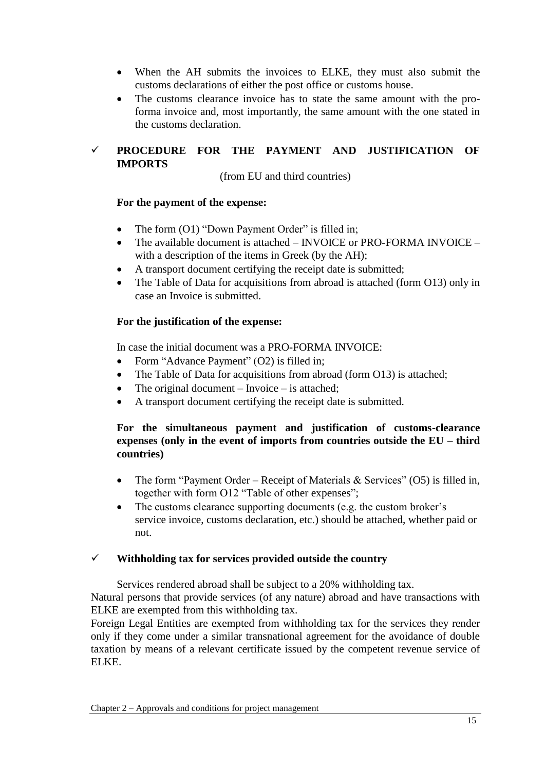- When the AH submits the invoices to ELKE, they must also submit the customs declarations of either the post office or customs house.
- The customs clearance invoice has to state the same amount with the pro-forma invoice and, most importantly, the same amount with the one stated in the customs declaration.

### ✓ PROCEDURE FOR THE PAYMENT AND JUSTIFICATION OF IMPORTS

(from EU and third countries)

**For the payment of the expense:**

- The form (O1) "Down Payment Order" is filled in;
- The available document is attached – INVOICE or PRO-FORMA INVOICE – with a description of the items in Greek (by the AH);
- A transport document certifying the receipt date is submitted;
- The Table of Data for acquisitions from abroad is attached (form O13) only in case an Invoice is submitted.

**For the justification of the expense:**

In case the initial document was a PRO-FORMA INVOICE:

- Form "Advance Payment" (O2) is filled in;
- The Table of Data for acquisitions from abroad (form O13) is attached;
- The original document – Invoice – is attached;
- A transport document certifying the receipt date is submitted.

**For the simultaneous payment and justification of customs-clearance expenses (only in the event of imports from countries outside the EU – third countries)**

- The form "Payment Order – Receipt of Materials & Services" (O5) is filled in, together with form O12 "Table of other expenses";
- The customs clearance supporting documents (e.g. the custom broker's service invoice, customs declaration, etc.) should be attached, whether paid or not.

### ✓ Withholding tax for services provided outside the country

Services rendered abroad shall be subject to a 20% withholding tax.

Natural persons that provide services (of any nature) abroad and have transactions with ELKE are exempted from this withholding tax.

Foreign Legal Entities are exempted from withholding tax for the services they render only if they come under a similar transnational agreement for the avoidance of double taxation by means of a relevant certificate issued by the competent revenue service of ELKE.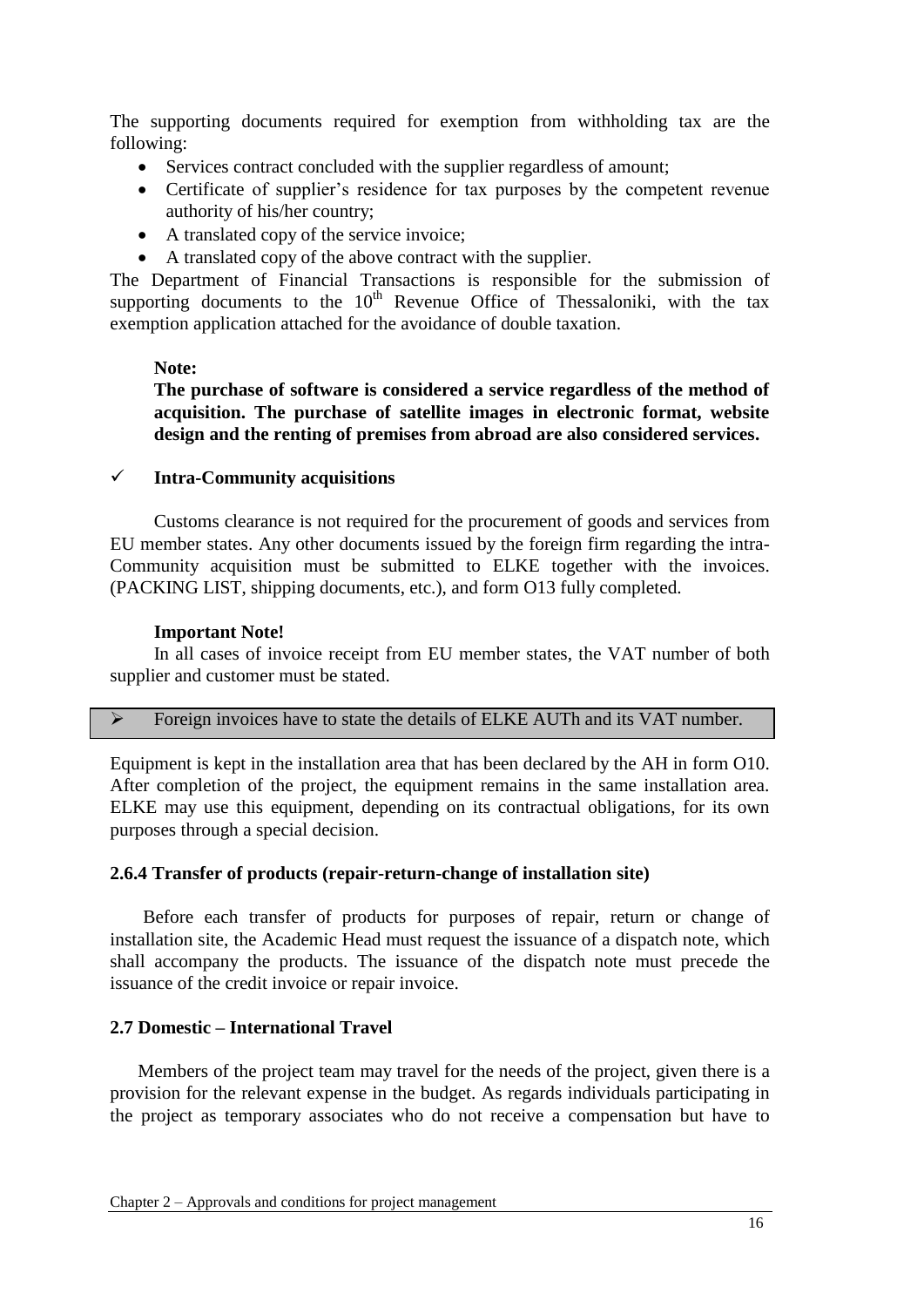The supporting documents required for exemption from withholding tax are the following:

- Services contract concluded with the supplier regardless of amount;
- Certificate of supplier's residence for tax purposes by the competent revenue authority of his/her country;
- A translated copy of the service invoice;
- A translated copy of the above contract with the supplier.

The Department of Financial Transactions is responsible for the submission of supporting documents to the 10th Revenue Office of Thessaloniki, with the tax exemption application attached for the avoidance of double taxation.

**Note:**

**The purchase of software is considered a service regardless of the method of acquisition. The purchase of satellite images in electronic format, website design and the renting of premises from abroad are also considered services.**

✓ **Intra-Community acquisitions**

Customs clearance is not required for the procurement of goods and services from EU member states. Any other documents issued by the foreign firm regarding the intra-Community acquisition must be submitted to ELKE together with the invoices. (PACKING LIST, shipping documents, etc.), and form O13 fully completed.

**Important Note!**

In all cases of invoice receipt from EU member states, the VAT number of both supplier and customer must be stated.

➢ Foreign invoices have to state the details of ELKE AUTh and its VAT number.

Equipment is kept in the installation area that has been declared by the AH in form O10. After completion of the project, the equipment remains in the same installation area. ELKE may use this equipment, depending on its contractual obligations, for its own purposes through a special decision.

### 2.6.4 Transfer of products (repair-return-change of installation site)

Before each transfer of products for purposes of repair, return or change of installation site, the Academic Head must request the issuance of a dispatch note, which shall accompany the products. The issuance of the dispatch note must precede the issuance of the credit invoice or repair invoice.

### 2.7 Domestic – International Travel

Members of the project team may travel for the needs of the project, given there is a provision for the relevant expense in the budget. As regards individuals participating in the project as temporary associates who do not receive a compensation but have to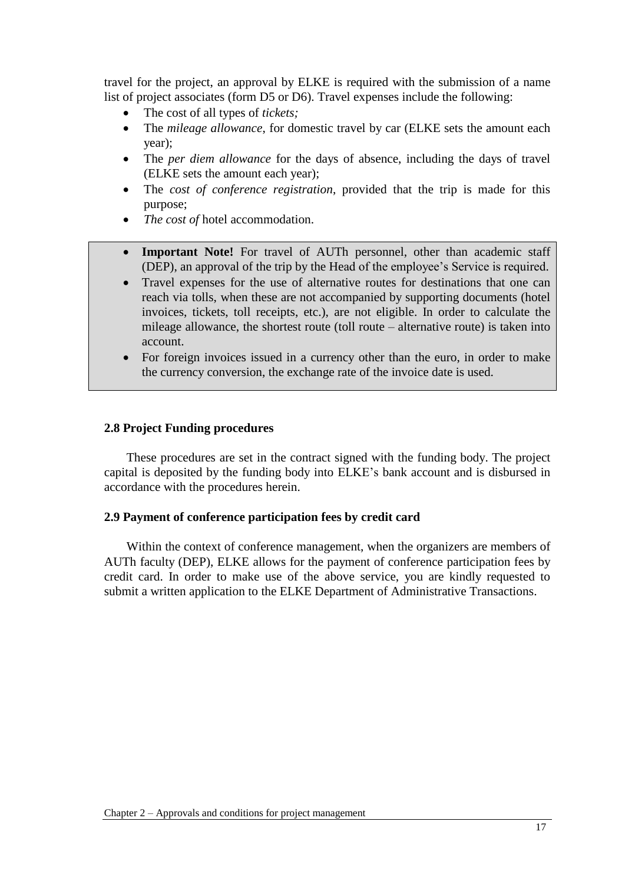travel for the project, an approval by ELKE is required with the submission of a name list of project associates (form D5 or D6). Travel expenses include the following:

- The cost of all types of *tickets;*
- The *mileage allowance,* for domestic travel by car (ELKE sets the amount each year);
- The *per diem allowance* for the days of absence, including the days of travel (ELKE sets the amount each year);
- The *cost of conference registration*, provided that the trip is made for this purpose;
- *The cost of* hotel accommodation.

> - **Important Note!** For travel of AUTh personnel, other than academic staff (DEP), an approval of the trip by the Head of the employee's Service is required.
> - Travel expenses for the use of alternative routes for destinations that one can reach via tolls, when these are not accompanied by supporting documents (hotel invoices, tickets, toll receipts, etc.), are not eligible. In order to calculate the mileage allowance, the shortest route (toll route – alternative route) is taken into account.
> - For foreign invoices issued in a currency other than the euro, in order to make the currency conversion, the exchange rate of the invoice date is used.

### 2.8 Project Funding procedures

These procedures are set in the contract signed with the funding body. The project capital is deposited by the funding body into ELKE's bank account and is disbursed in accordance with the procedures herein.

### 2.9 Payment of conference participation fees by credit card

Within the context of conference management, when the organizers are members of AUTh faculty (DEP), ELKE allows for the payment of conference participation fees by credit card. In order to make use of the above service, you are kindly requested to submit a written application to the ELKE Department of Administrative Transactions.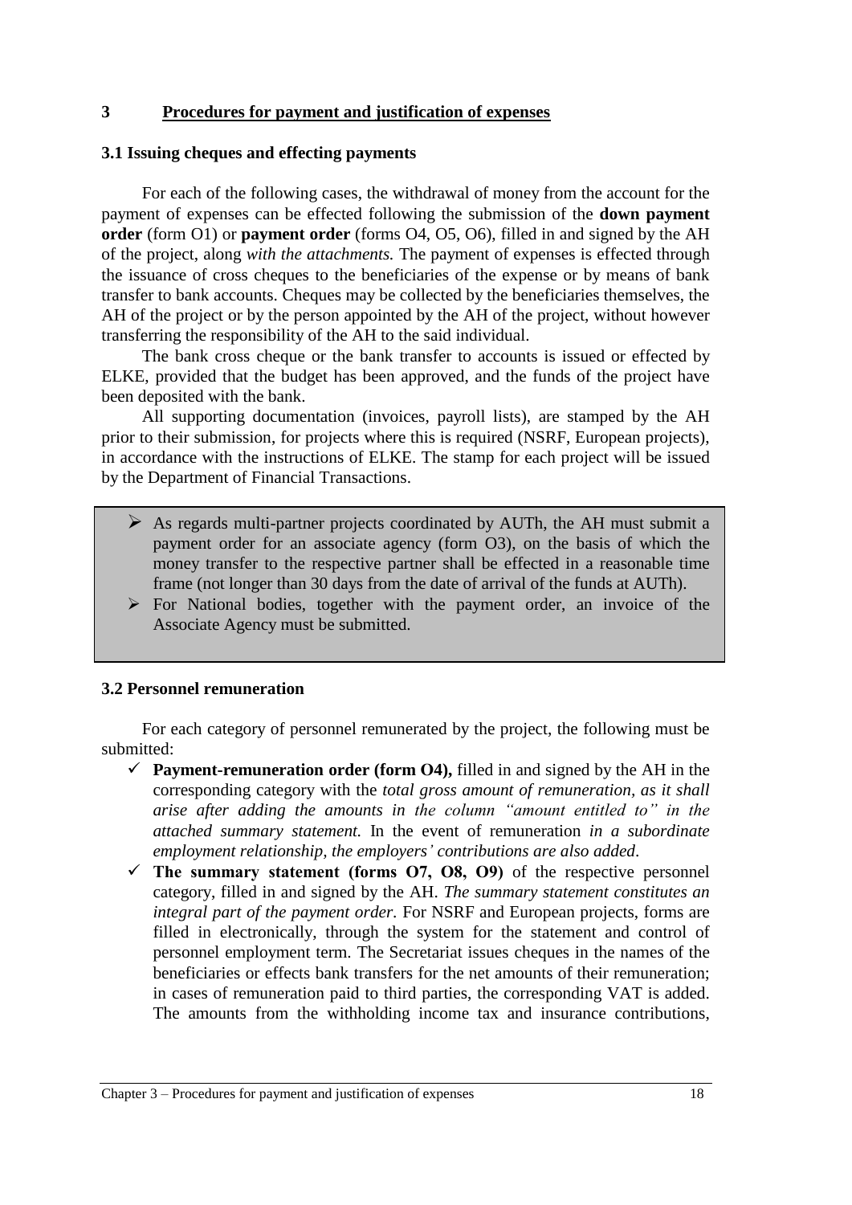# 3 Procedures for payment and justification of expenses

## 3.1 Issuing cheques and effecting payments

For each of the following cases, the withdrawal of money from the account for the payment of expenses can be effected following the submission of the **down payment order** (form O1) or **payment order** (forms O4, O5, O6), filled in and signed by the AH of the project, along *with the attachments.* The payment of expenses is effected through the issuance of cross cheques to the beneficiaries of the expense or by means of bank transfer to bank accounts. Cheques may be collected by the beneficiaries themselves, the AH of the project or by the person appointed by the AH of the project, without however transferring the responsibility of the AH to the said individual.

The bank cross cheque or the bank transfer to accounts is issued or effected by ELKE, provided that the budget has been approved, and the funds of the project have been deposited with the bank.

All supporting documentation (invoices, payroll lists), are stamped by the AH prior to their submission, for projects where this is required (NSRF, European projects), in accordance with the instructions of ELKE. The stamp for each project will be issued by the Department of Financial Transactions.

- As regards multi-partner projects coordinated by AUTh, the AH must submit a payment order for an associate agency (form O3), on the basis of which the money transfer to the respective partner shall be effected in a reasonable time frame (not longer than 30 days from the date of arrival of the funds at AUTh).
- For National bodies, together with the payment order, an invoice of the Associate Agency must be submitted.

## 3.2 Personnel remuneration

For each category of personnel remunerated by the project, the following must be submitted:

- ✓ **Payment-remuneration order (form O4),** filled in and signed by the AH in the corresponding category with the *total gross amount of remuneration, as it shall arise after adding the amounts in the column "amount entitled to" in the attached summary statement.* In the event of remuneration *in a subordinate employment relationship, the employers' contributions are also added*.
- ✓ **The summary statement (forms O7, O8, O9)** of the respective personnel category, filled in and signed by the AH. *The summary statement constitutes an integral part of the payment order.* For NSRF and European projects, forms are filled in electronically, through the system for the statement and control of personnel employment term. The Secretariat issues cheques in the names of the beneficiaries or effects bank transfers for the net amounts of their remuneration; in cases of remuneration paid to third parties, the corresponding VAT is added. The amounts from the withholding income tax and insurance contributions,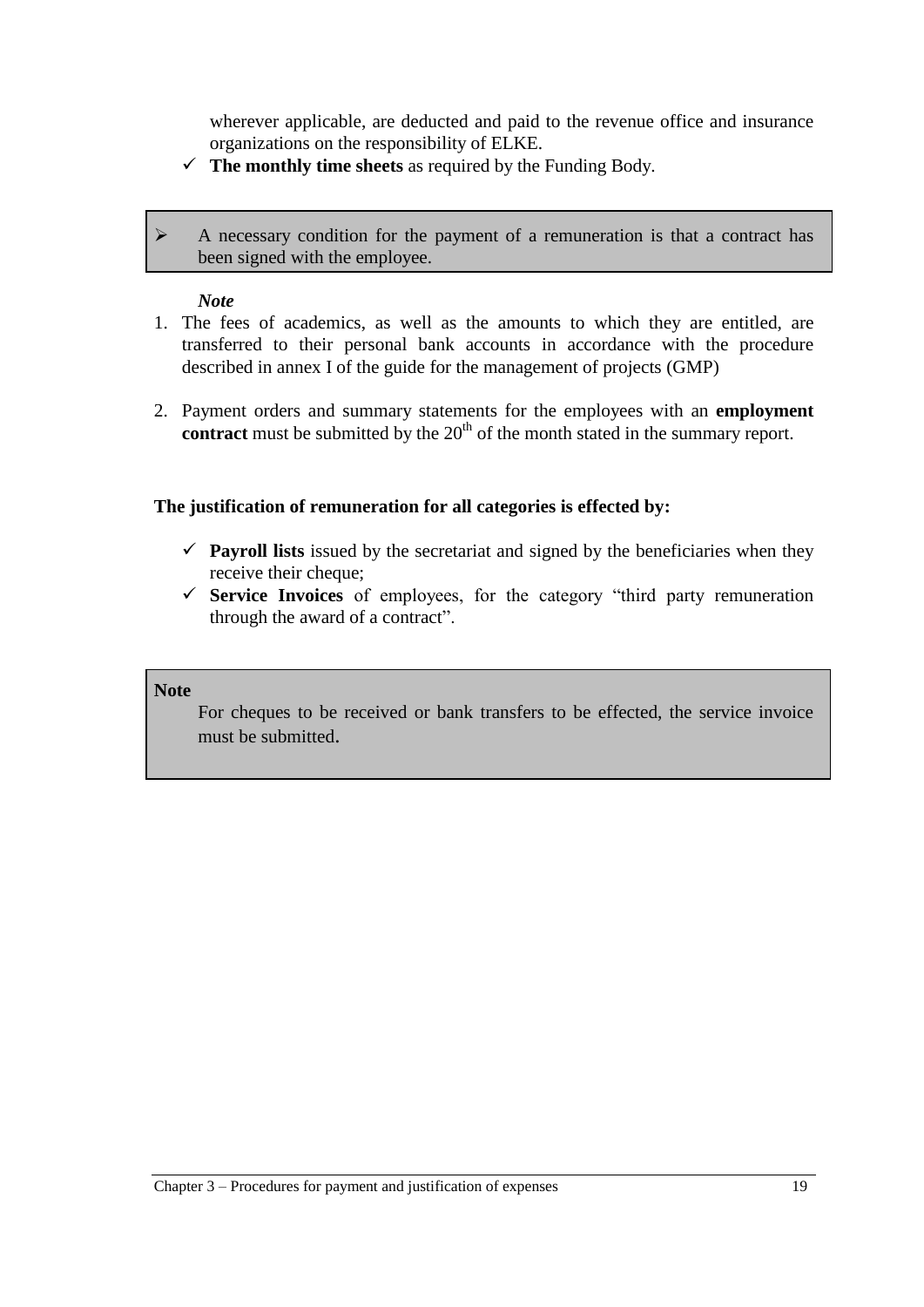wherever applicable, are deducted and paid to the revenue office and insurance organizations on the responsibility of ELKE.

- ✓ **The monthly time sheets** as required by the Funding Body.

> ➢ A necessary condition for the payment of a remuneration is that a contract has been signed with the employee.

***Note***

1. The fees of academics, as well as the amounts to which they are entitled, are transferred to their personal bank accounts in accordance with the procedure described in annex I of the guide for the management of projects (GMP)

2. Payment orders and summary statements for the employees with an **employment contract** must be submitted by the 20th of the month stated in the summary report.

**The justification of remuneration for all categories is effected by:**

- ✓ **Payroll lists** issued by the secretariat and signed by the beneficiaries when they receive their cheque;
- ✓ **Service Invoices** of employees, for the category "third party remuneration through the award of a contract".

> **Note**
>
> For cheques to be received or bank transfers to be effected, the service invoice must be submitted.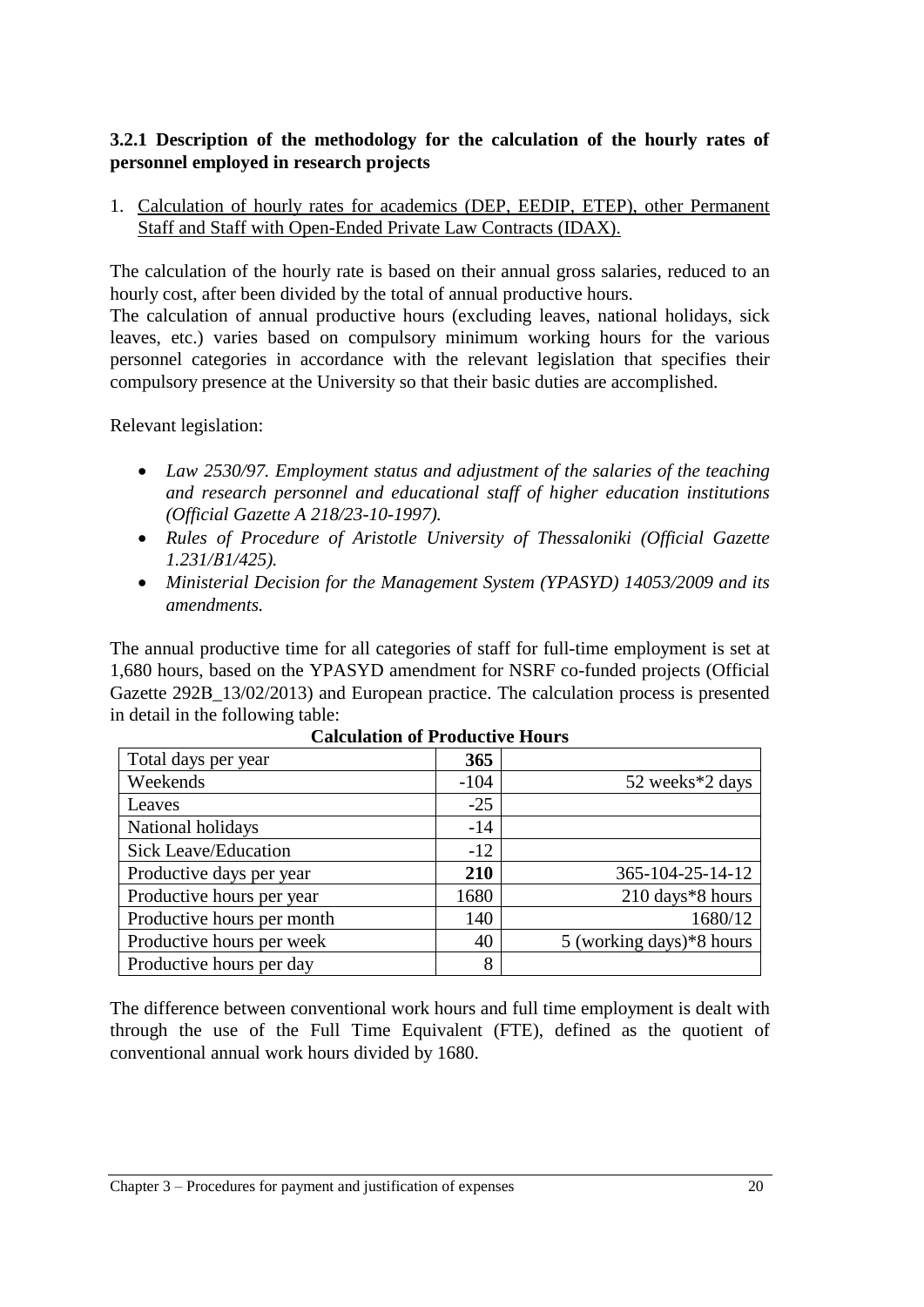### 3.2.1 Description of the methodology for the calculation of the hourly rates of personnel employed in research projects

1. Calculation of hourly rates for academics (DEP, EEDIP, ETEP), other Permanent Staff and Staff with Open-Ended Private Law Contracts (IDAX).

The calculation of the hourly rate is based on their annual gross salaries, reduced to an hourly cost, after been divided by the total of annual productive hours.

The calculation of annual productive hours (excluding leaves, national holidays, sick leaves, etc.) varies based on compulsory minimum working hours for the various personnel categories in accordance with the relevant legislation that specifies their compulsory presence at the University so that their basic duties are accomplished.

Relevant legislation:

- *Law 2530/97. Employment status and adjustment of the salaries of the teaching and research personnel and educational staff of higher education institutions (Official Gazette A 218/23-10-1997).*
- *Rules of Procedure of Aristotle University of Thessaloniki (Official Gazette 1.231/B1/425).*
- *Ministerial Decision for the Management System (YPASYD) 14053/2009 and its amendments.*

The annual productive time for all categories of staff for full-time employment is set at 1,680 hours, based on the YPASYD amendment for NSRF co-funded projects (Official Gazette 292B_13/02/2013) and European practice. The calculation process is presented in detail in the following table:

**Calculation of Productive Hours**

| | | |
|---|---|---|
| Total days per year | **365** | |
| Weekends | -104 | 52 weeks*2 days |
| Leaves | -25 | |
| National holidays | -14 | |
| Sick Leave/Education | -12 | |
| Productive days per year | **210** | 365-104-25-14-12 |
| Productive hours per year | 1680 | 210 days*8 hours |
| Productive hours per month | 140 | 1680/12 |
| Productive hours per week | 40 | 5 (working days)*8 hours |
| Productive hours per day | 8 | |

The difference between conventional work hours and full time employment is dealt with through the use of the Full Time Equivalent (FTE), defined as the quotient of conventional annual work hours divided by 1680.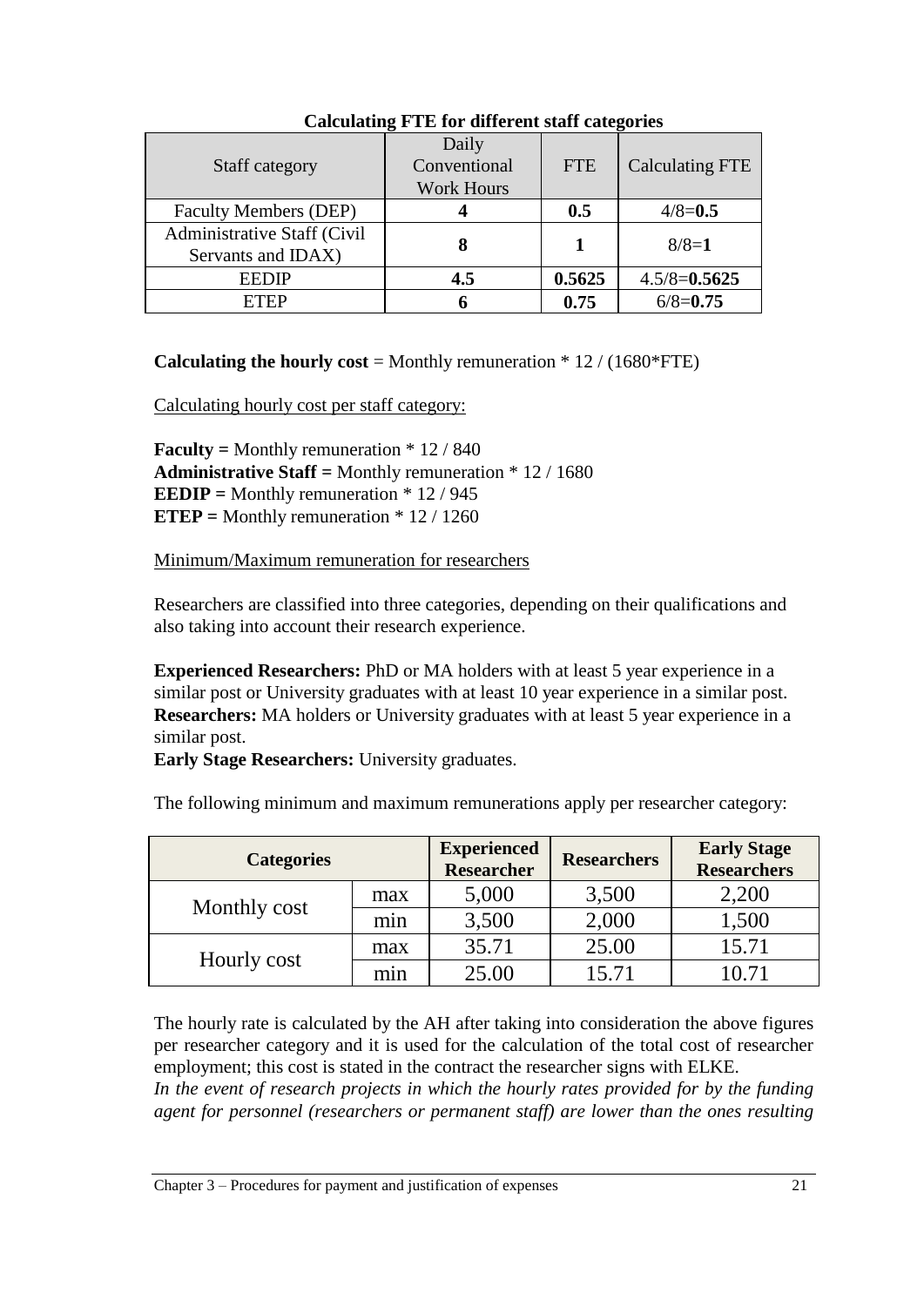**Calculating FTE for different staff categories**

| Staff category | Daily Conventional Work Hours | FTE | Calculating FTE |
|---|---|---|---|
| Faculty Members (DEP) | **4** | **0.5** | 4/8=**0.5** |
| Administrative Staff (Civil Servants and IDAX) | **8** | **1** | 8/8=**1** |
| EEDIP | **4.5** | **0.5625** | 4.5/8=**0.5625** |
| ETEP | **6** | **0.75** | 6/8=**0.75** |

**Calculating the hourly cost** = Monthly remuneration * 12 / (1680*FTE)

Calculating hourly cost per staff category:

**Faculty =** Monthly remuneration * 12 / 840
**Administrative Staff =** Monthly remuneration * 12 / 1680
**EEDIP =** Monthly remuneration * 12 / 945
**ETEP =** Monthly remuneration * 12 / 1260

Minimum/Maximum remuneration for researchers

Researchers are classified into three categories, depending on their qualifications and also taking into account their research experience.

**Experienced Researchers:** PhD or MA holders with at least 5 year experience in a similar post or University graduates with at least 10 year experience in a similar post.
**Researchers:** MA holders or University graduates with at least 5 year experience in a similar post.
**Early Stage Researchers:** University graduates.

The following minimum and maximum remunerations apply per researcher category:

| **Categories** | | **Experienced Researcher** | **Researchers** | **Early Stage Researchers** |
|---|---|---|---|---|
| Monthly cost | max | 5,000 | 3,500 | 2,200 |
| | min | 3,500 | 2,000 | 1,500 |
| Hourly cost | max | 35.71 | 25.00 | 15.71 |
| | min | 25.00 | 15.71 | 10.71 |

The hourly rate is calculated by the AH after taking into consideration the above figures per researcher category and it is used for the calculation of the total cost of researcher employment; this cost is stated in the contract the researcher signs with ELKE.
*In the event of research projects in which the hourly rates provided for by the funding agent for personnel (researchers or permanent staff) are lower than the ones resulting*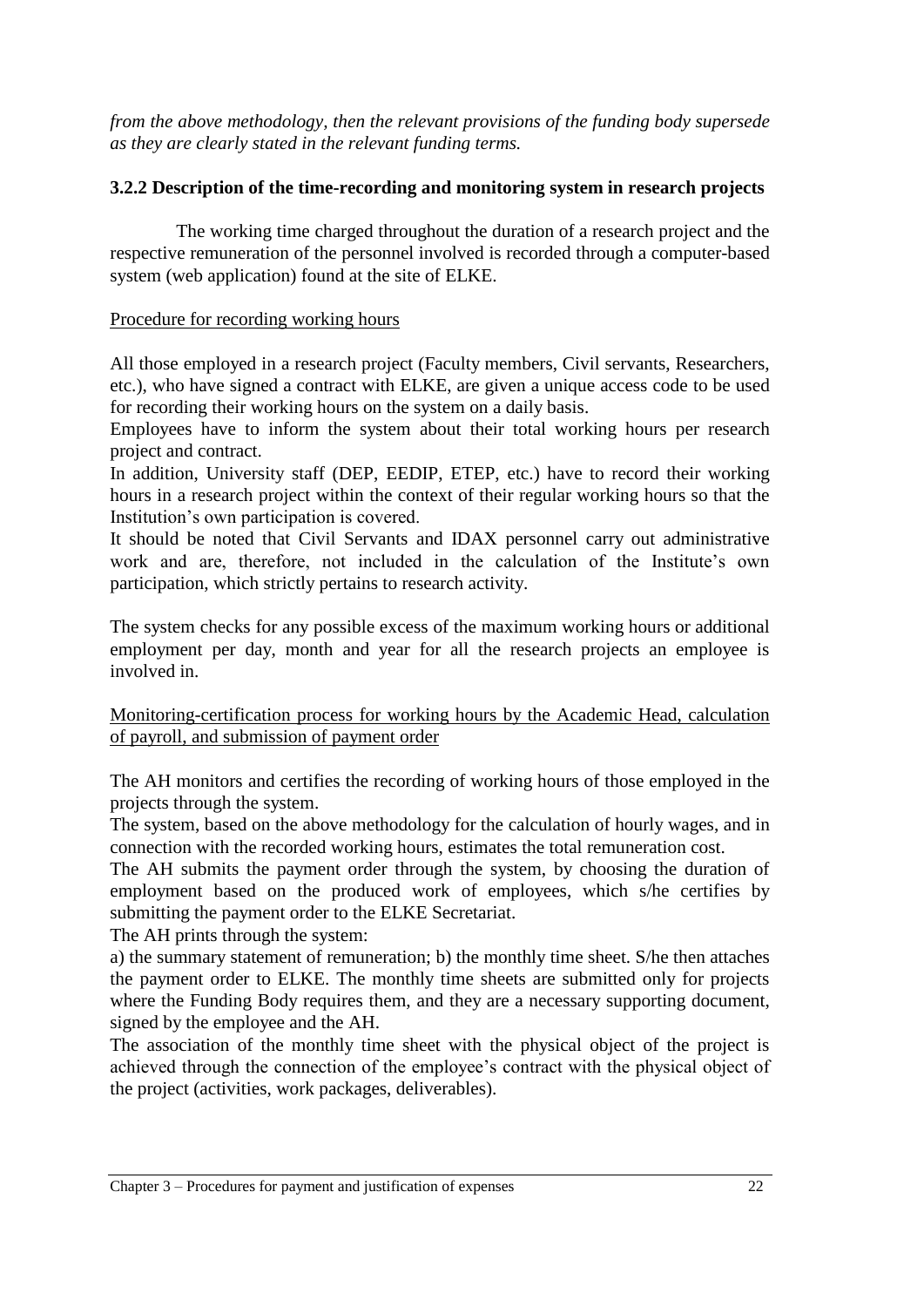*from the above methodology, then the relevant provisions of the funding body supersede as they are clearly stated in the relevant funding terms.*

### 3.2.2 Description of the time-recording and monitoring system in research projects

The working time charged throughout the duration of a research project and the respective remuneration of the personnel involved is recorded through a computer-based system (web application) found at the site of ELKE.

Procedure for recording working hours

All those employed in a research project (Faculty members, Civil servants, Researchers, etc.), who have signed a contract with ELKE, are given a unique access code to be used for recording their working hours on the system on a daily basis.

Employees have to inform the system about their total working hours per research project and contract.

In addition, University staff (DEP, EEDIP, ETEP, etc.) have to record their working hours in a research project within the context of their regular working hours so that the Institution's own participation is covered.

It should be noted that Civil Servants and IDAX personnel carry out administrative work and are, therefore, not included in the calculation of the Institute's own participation, which strictly pertains to research activity.

The system checks for any possible excess of the maximum working hours or additional employment per day, month and year for all the research projects an employee is involved in.

Monitoring-certification process for working hours by the Academic Head, calculation of payroll, and submission of payment order

The AH monitors and certifies the recording of working hours of those employed in the projects through the system.

The system, based on the above methodology for the calculation of hourly wages, and in connection with the recorded working hours, estimates the total remuneration cost.

The AH submits the payment order through the system, by choosing the duration of employment based on the produced work of employees, which s/he certifies by submitting the payment order to the ELKE Secretariat.

The AH prints through the system:

a) the summary statement of remuneration; b) the monthly time sheet. S/he then attaches the payment order to ELKE. The monthly time sheets are submitted only for projects where the Funding Body requires them, and they are a necessary supporting document, signed by the employee and the AH.

The association of the monthly time sheet with the physical object of the project is achieved through the connection of the employee's contract with the physical object of the project (activities, work packages, deliverables).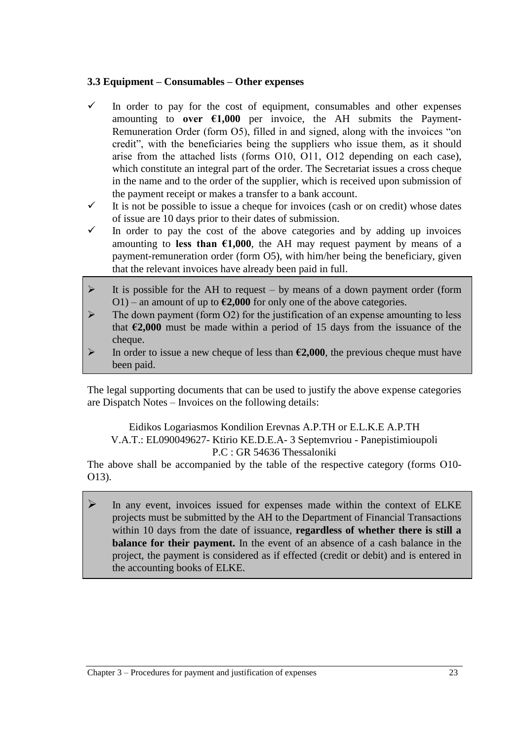### 3.3 Equipment – Consumables – Other expenses

- ✓ In order to pay for the cost of equipment, consumables and other expenses amounting to **over €1,000** per invoice, the AH submits the Payment-Remuneration Order (form O5), filled in and signed, along with the invoices "on credit", with the beneficiaries being the suppliers who issue them, as it should arise from the attached lists (forms O10, O11, O12 depending on each case), which constitute an integral part of the order. The Secretariat issues a cross cheque in the name and to the order of the supplier, which is received upon submission of the payment receipt or makes a transfer to a bank account.
- ✓ It is not be possible to issue a cheque for invoices (cash or on credit) whose dates of issue are 10 days prior to their dates of submission.
- ✓ In order to pay the cost of the above categories and by adding up invoices amounting to **less than €1,000**, the AH may request payment by means of a payment-remuneration order (form O5), with him/her being the beneficiary, given that the relevant invoices have already been paid in full.

> - ➢ It is possible for the AH to request – by means of a down payment order (form O1) – an amount of up to **€2,000** for only one of the above categories.
> - ➢ The down payment (form O2) for the justification of an expense amounting to less that **€2,000** must be made within a period of 15 days from the issuance of the cheque.
> - ➢ In order to issue a new cheque of less than **€2,000**, the previous cheque must have been paid.

The legal supporting documents that can be used to justify the above expense categories are Dispatch Notes – Invoices on the following details:

Eidikos Logariasmos Kondilion Erevnas A.P.TH or E.L.K.E A.P.TH
V.A.T.: EL090049627- Ktirio KE.D.E.A- 3 Septemvriou - Panepistimioupoli
P.C : GR 54636 Thessaloniki

The above shall be accompanied by the table of the respective category (forms O10-O13).

> - ➢ In any event, invoices issued for expenses made within the context of ELKE projects must be submitted by the AH to the Department of Financial Transactions within 10 days from the date of issuance, **regardless of whether there is still a balance for their payment.** In the event of an absence of a cash balance in the project, the payment is considered as if effected (credit or debit) and is entered in the accounting books of ELKE.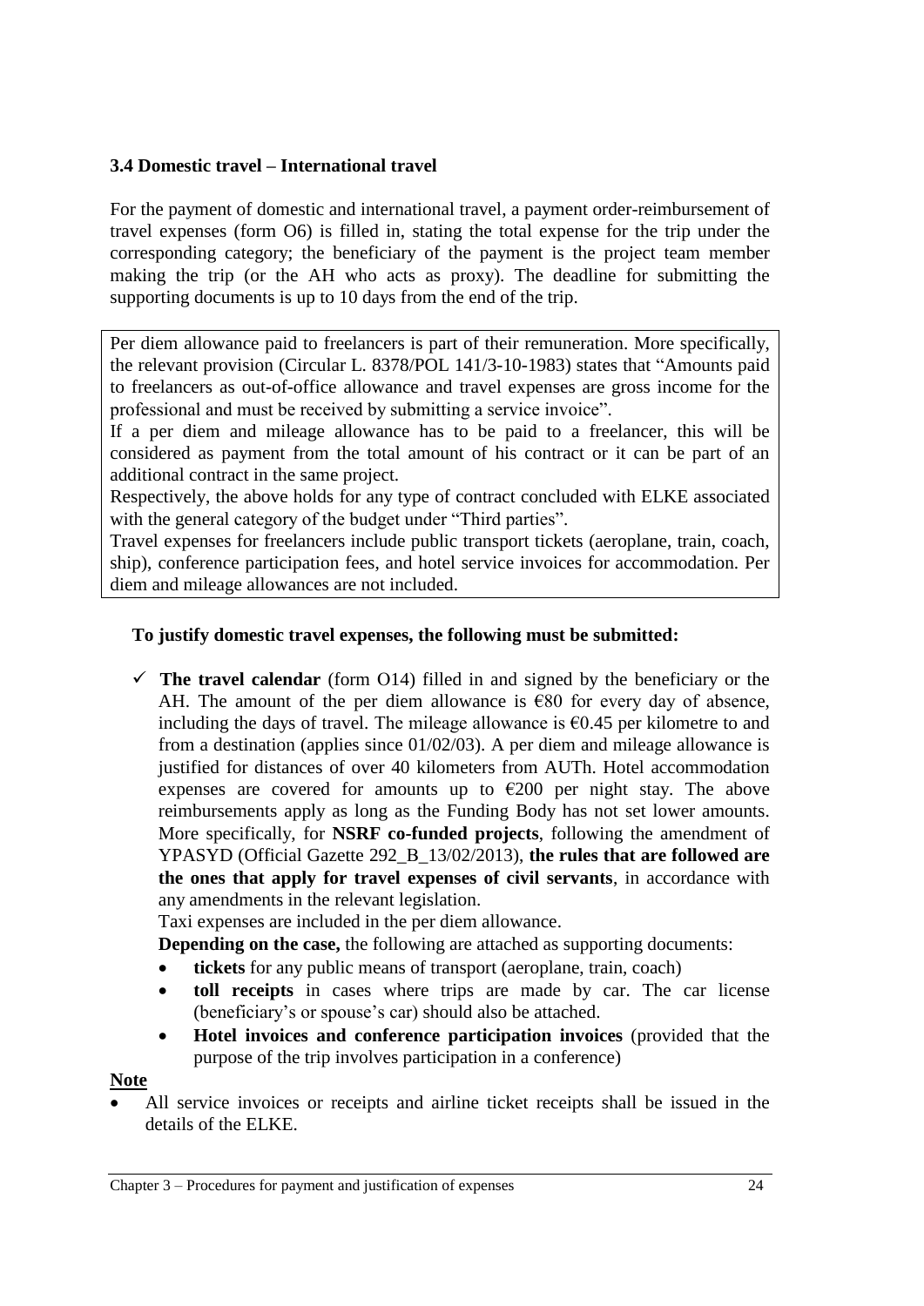### 3.4 Domestic travel – International travel

For the payment of domestic and international travel, a payment order-reimbursement of travel expenses (form O6) is filled in, stating the total expense for the trip under the corresponding category; the beneficiary of the payment is the project team member making the trip (or the AH who acts as proxy). The deadline for submitting the supporting documents is up to 10 days from the end of the trip.

> Per diem allowance paid to freelancers is part of their remuneration. More specifically, the relevant provision (Circular L. 8378/POL 141/3-10-1983) states that "Amounts paid to freelancers as out-of-office allowance and travel expenses are gross income for the professional and must be received by submitting a service invoice".
> If a per diem and mileage allowance has to be paid to a freelancer, this will be considered as payment from the total amount of his contract or it can be part of an additional contract in the same project.
> Respectively, the above holds for any type of contract concluded with ELKE associated with the general category of the budget under "Third parties".
> Travel expenses for freelancers include public transport tickets (aeroplane, train, coach, ship), conference participation fees, and hotel service invoices for accommodation. Per diem and mileage allowances are not included.

**To justify domestic travel expenses, the following must be submitted:**

- ✓ **The travel calendar** (form O14) filled in and signed by the beneficiary or the AH. The amount of the per diem allowance is €80 for every day of absence, including the days of travel. The mileage allowance is €0.45 per kilometre to and from a destination (applies since 01/02/03). A per diem and mileage allowance is justified for distances of over 40 kilometers from AUTh. Hotel accommodation expenses are covered for amounts up to €200 per night stay. The above reimbursements apply as long as the Funding Body has not set lower amounts. More specifically, for **NSRF co-funded projects**, following the amendment of YPASYD (Official Gazette 292_B_13/02/2013), **the rules that are followed are the ones that apply for travel expenses of civil servants**, in accordance with any amendments in the relevant legislation.

  Taxi expenses are included in the per diem allowance.

  **Depending on the case,** the following are attached as supporting documents:

  - **tickets** for any public means of transport (aeroplane, train, coach)
  - **toll receipts** in cases where trips are made by car. The car license (beneficiary's or spouse's car) should also be attached.
  - **Hotel invoices and conference participation invoices** (provided that the purpose of the trip involves participation in a conference)

**Note**

- All service invoices or receipts and airline ticket receipts shall be issued in the details of the ELKE.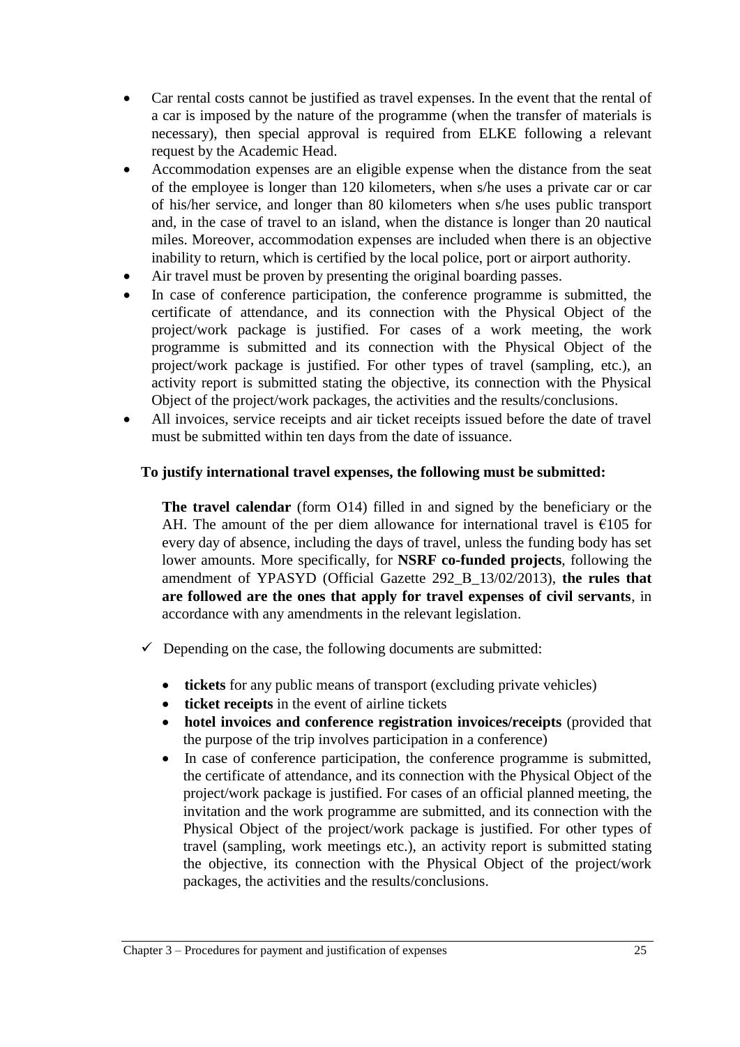- Car rental costs cannot be justified as travel expenses. In the event that the rental of a car is imposed by the nature of the programme (when the transfer of materials is necessary), then special approval is required from ELKE following a relevant request by the Academic Head.
- Accommodation expenses are an eligible expense when the distance from the seat of the employee is longer than 120 kilometers, when s/he uses a private car or car of his/her service, and longer than 80 kilometers when s/he uses public transport and, in the case of travel to an island, when the distance is longer than 20 nautical miles. Moreover, accommodation expenses are included when there is an objective inability to return, which is certified by the local police, port or airport authority.
- Air travel must be proven by presenting the original boarding passes.
- In case of conference participation, the conference programme is submitted, the certificate of attendance, and its connection with the Physical Object of the project/work package is justified. For cases of a work meeting, the work programme is submitted and its connection with the Physical Object of the project/work package is justified. For other types of travel (sampling, etc.), an activity report is submitted stating the objective, its connection with the Physical Object of the project/work packages, the activities and the results/conclusions.
- All invoices, service receipts and air ticket receipts issued before the date of travel must be submitted within ten days from the date of issuance.

**To justify international travel expenses, the following must be submitted:**

**The travel calendar** (form O14) filled in and signed by the beneficiary or the AH. The amount of the per diem allowance for international travel is €105 for every day of absence, including the days of travel, unless the funding body has set lower amounts. More specifically, for **NSRF co-funded projects**, following the amendment of YPASYD (Official Gazette 292_B_13/02/2013), **the rules that are followed are the ones that apply for travel expenses of civil servants**, in accordance with any amendments in the relevant legislation.

✓ Depending on the case, the following documents are submitted:

- **tickets** for any public means of transport (excluding private vehicles)
- **ticket receipts** in the event of airline tickets
- **hotel invoices and conference registration invoices/receipts** (provided that the purpose of the trip involves participation in a conference)
- In case of conference participation, the conference programme is submitted, the certificate of attendance, and its connection with the Physical Object of the project/work package is justified. For cases of an official planned meeting, the invitation and the work programme are submitted, and its connection with the Physical Object of the project/work package is justified. For other types of travel (sampling, work meetings etc.), an activity report is submitted stating the objective, its connection with the Physical Object of the project/work packages, the activities and the results/conclusions.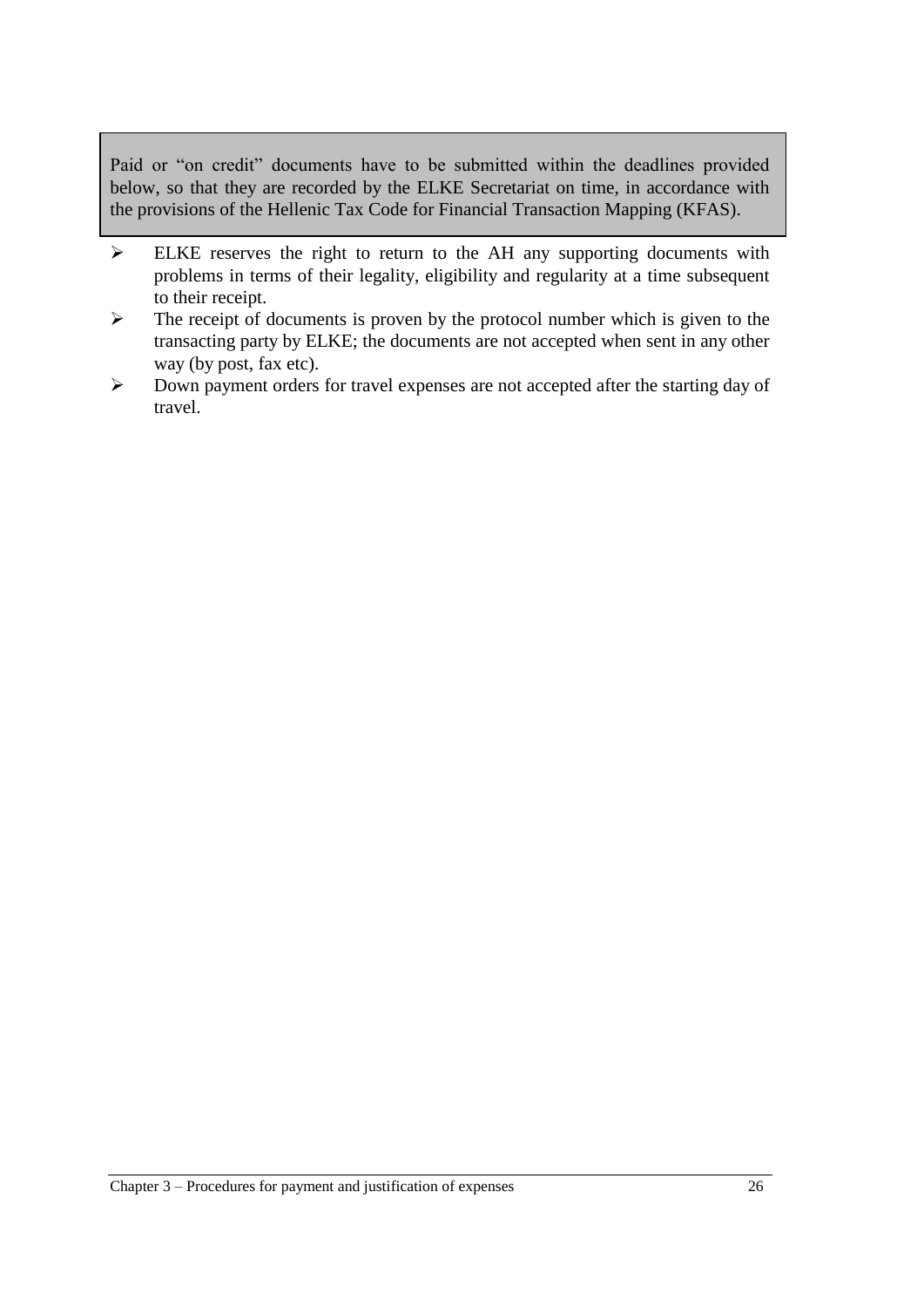> Paid or "on credit" documents have to be submitted within the deadlines provided below, so that they are recorded by the ELKE Secretariat on time, in accordance with the provisions of the Hellenic Tax Code for Financial Transaction Mapping (KFAS).

- ELKE reserves the right to return to the AH any supporting documents with problems in terms of their legality, eligibility and regularity at a time subsequent to their receipt.
- The receipt of documents is proven by the protocol number which is given to the transacting party by ELKE; the documents are not accepted when sent in any other way (by post, fax etc).
- Down payment orders for travel expenses are not accepted after the starting day of travel.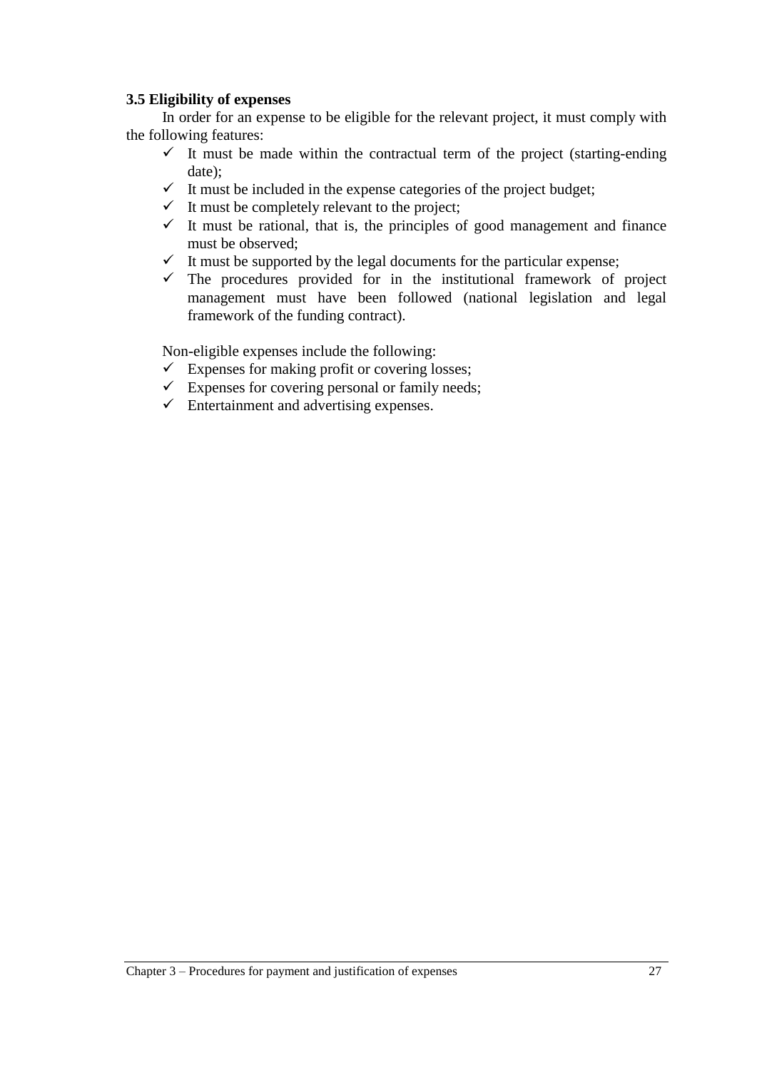### 3.5 Eligibility of expenses

In order for an expense to be eligible for the relevant project, it must comply with the following features:

- ✓ It must be made within the contractual term of the project (starting-ending date);
- ✓ It must be included in the expense categories of the project budget;
- ✓ It must be completely relevant to the project;
- ✓ It must be rational, that is, the principles of good management and finance must be observed;
- ✓ It must be supported by the legal documents for the particular expense;
- ✓ The procedures provided for in the institutional framework of project management must have been followed (national legislation and legal framework of the funding contract).

Non-eligible expenses include the following:

- ✓ Expenses for making profit or covering losses;
- ✓ Expenses for covering personal or family needs;
- ✓ Entertainment and advertising expenses.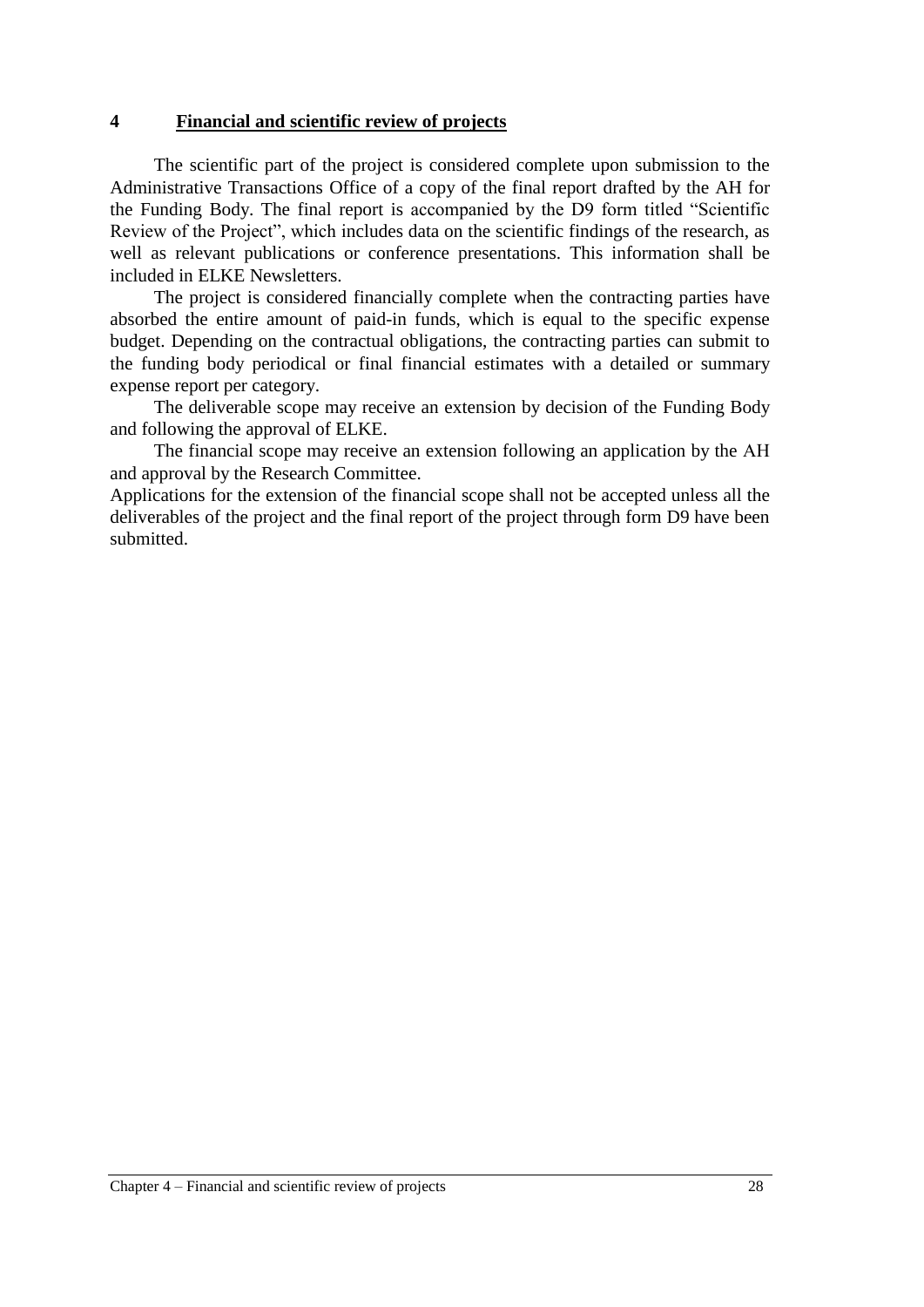# 4 Financial and scientific review of projects

The scientific part of the project is considered complete upon submission to the Administrative Transactions Office of a copy of the final report drafted by the AH for the Funding Body. The final report is accompanied by the D9 form titled "Scientific Review of the Project", which includes data on the scientific findings of the research, as well as relevant publications or conference presentations. This information shall be included in ELKE Newsletters.

The project is considered financially complete when the contracting parties have absorbed the entire amount of paid-in funds, which is equal to the specific expense budget. Depending on the contractual obligations, the contracting parties can submit to the funding body periodical or final financial estimates with a detailed or summary expense report per category.

The deliverable scope may receive an extension by decision of the Funding Body and following the approval of ELKE.

The financial scope may receive an extension following an application by the AH and approval by the Research Committee.

Applications for the extension of the financial scope shall not be accepted unless all the deliverables of the project and the final report of the project through form D9 have been submitted.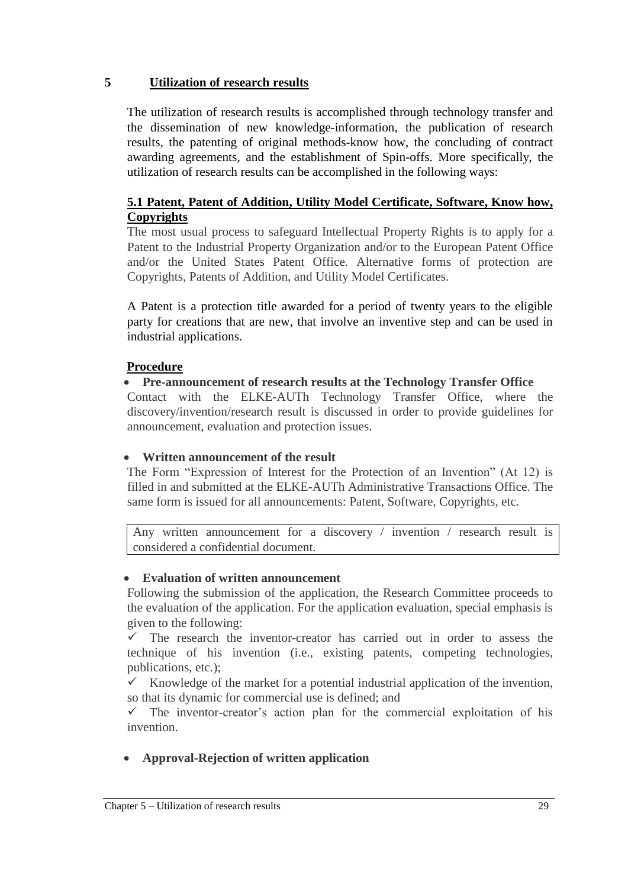# 5 Utilization of research results

The utilization of research results is accomplished through technology transfer and the dissemination of new knowledge-information, the publication of research results, the patenting of original methods-know how, the concluding of contract awarding agreements, and the establishment of Spin-offs. More specifically, the utilization of research results can be accomplished in the following ways:

## 5.1 Patent, Patent of Addition, Utility Model Certificate, Software, Know how, Copyrights

The most usual process to safeguard Intellectual Property Rights is to apply for a Patent to the Industrial Property Organization and/or to the European Patent Office and/or the United States Patent Office. Alternative forms of protection are Copyrights, Patents of Addition, and Utility Model Certificates.

A Patent is a protection title awarded for a period of twenty years to the eligible party for creations that are new, that involve an inventive step and can be used in industrial applications.

### Procedure

- **Pre-announcement of research results at the Technology Transfer Office**

Contact with the ELKE-AUTh Technology Transfer Office, where the discovery/invention/research result is discussed in order to provide guidelines for announcement, evaluation and protection issues.

- **Written announcement of the result**

The Form "Expression of Interest for the Protection of an Invention" (At 12) is filled in and submitted at the ELKE-AUTh Administrative Transactions Office. The same form is issued for all announcements: Patent, Software, Copyrights, etc.

| Any written announcement for a discovery / invention / research result is considered a confidential document. |
|---|

- **Evaluation of written announcement**

Following the submission of the application, the Research Committee proceeds to the evaluation of the application. For the application evaluation, special emphasis is given to the following:

✓ The research the inventor-creator has carried out in order to assess the technique of his invention (i.e., existing patents, competing technologies, publications, etc.);

✓ Knowledge of the market for a potential industrial application of the invention, so that its dynamic for commercial use is defined; and

✓ The inventor-creator's action plan for the commercial exploitation of his invention.

- **Approval-Rejection of written application**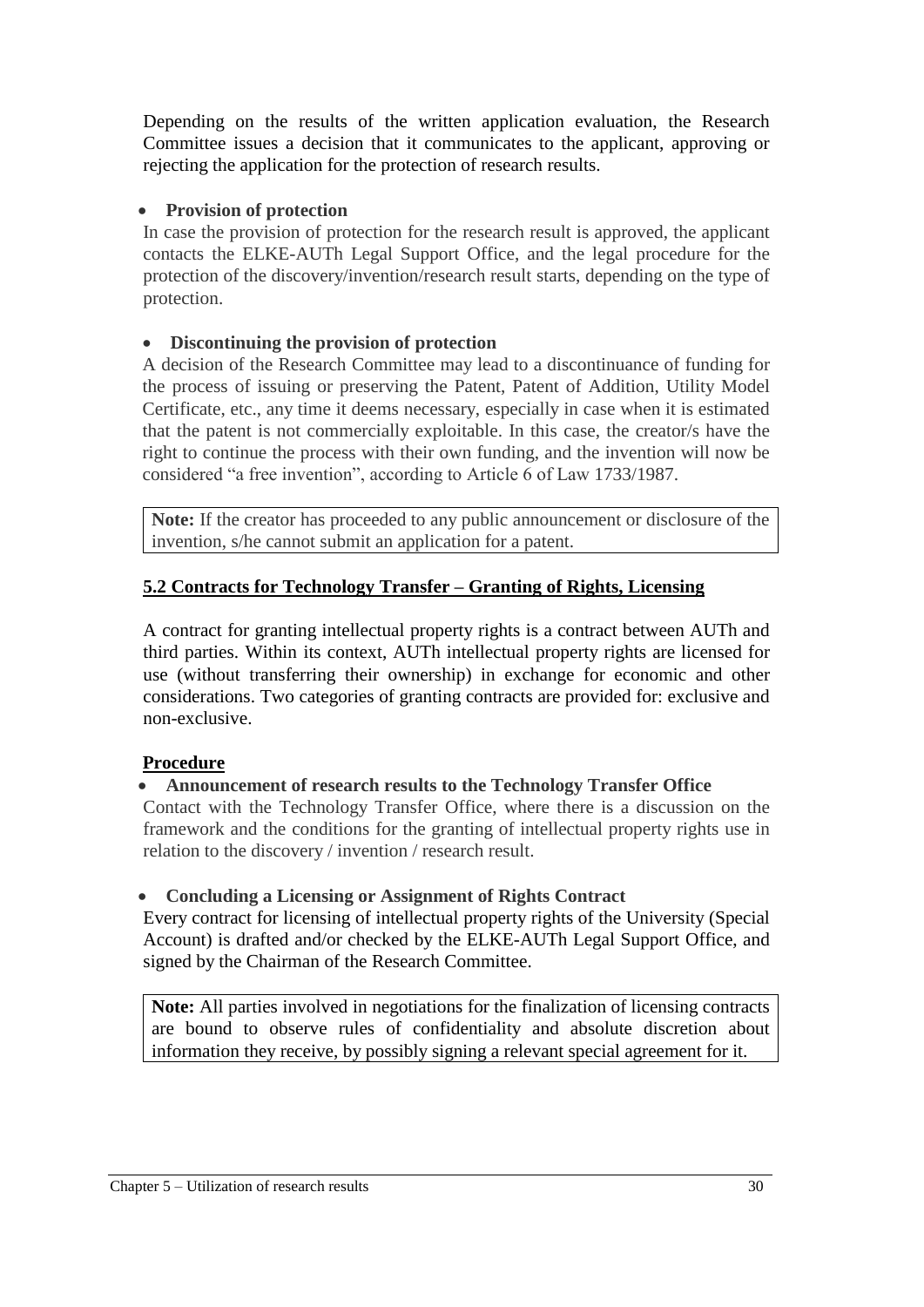Depending on the results of the written application evaluation, the Research Committee issues a decision that it communicates to the applicant, approving or rejecting the application for the protection of research results.

- **Provision of protection**

In case the provision of protection for the research result is approved, the applicant contacts the ELKE-AUTh Legal Support Office, and the legal procedure for the protection of the discovery/invention/research result starts, depending on the type of protection.

- **Discontinuing the provision of protection**

A decision of the Research Committee may lead to a discontinuance of funding for the process of issuing or preserving the Patent, Patent of Addition, Utility Model Certificate, etc., any time it deems necessary, especially in case when it is estimated that the patent is not commercially exploitable. In this case, the creator/s have the right to continue the process with their own funding, and the invention will now be considered "a free invention", according to Article 6 of Law 1733/1987.

> **Note:** If the creator has proceeded to any public announcement or disclosure of the invention, s/he cannot submit an application for a patent.

## 5.2 Contracts for Technology Transfer – Granting of Rights, Licensing

A contract for granting intellectual property rights is a contract between AUTh and third parties. Within its context, AUTh intellectual property rights are licensed for use (without transferring their ownership) in exchange for economic and other considerations. Two categories of granting contracts are provided for: exclusive and non-exclusive.

### Procedure

- **Announcement of research results to the Technology Transfer Office**

Contact with the Technology Transfer Office, where there is a discussion on the framework and the conditions for the granting of intellectual property rights use in relation to the discovery / invention / research result.

- **Concluding a Licensing or Assignment of Rights Contract**

Every contract for licensing of intellectual property rights of the University (Special Account) is drafted and/or checked by the ELKE-AUTh Legal Support Office, and signed by the Chairman of the Research Committee.

> **Note:** All parties involved in negotiations for the finalization of licensing contracts are bound to observe rules of confidentiality and absolute discretion about information they receive, by possibly signing a relevant special agreement for it.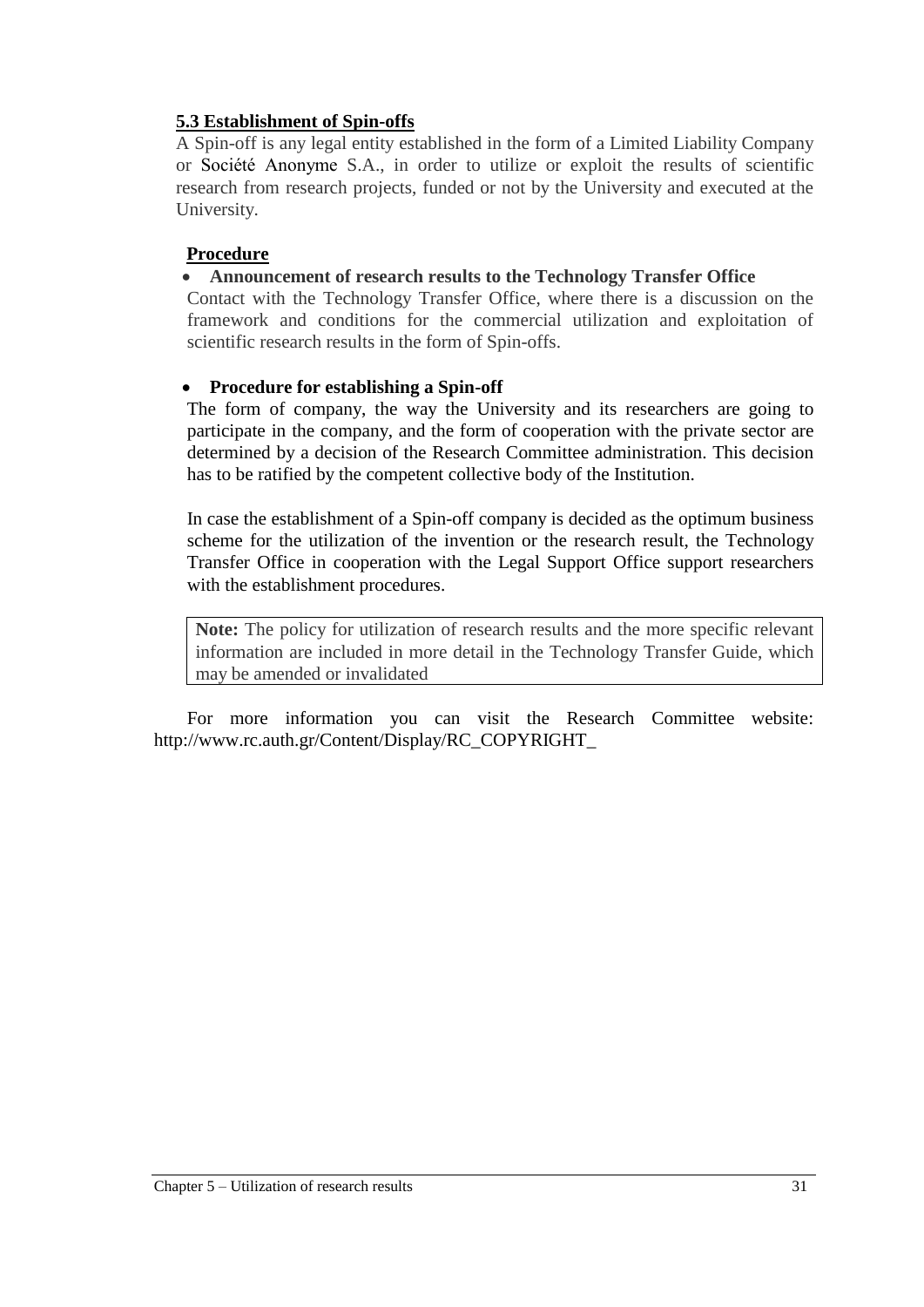### 5.3 Establishment of Spin-offs

A Spin-off is any legal entity established in the form of a Limited Liability Company or Société Anonyme S.A., in order to utilize or exploit the results of scientific research from research projects, funded or not by the University and executed at the University.

**Procedure**

- **Announcement of research results to the Technology Transfer Office**

Contact with the Technology Transfer Office, where there is a discussion on the framework and conditions for the commercial utilization and exploitation of scientific research results in the form of Spin-offs.

- **Procedure for establishing a Spin-off**

The form of company, the way the University and its researchers are going to participate in the company, and the form of cooperation with the private sector are determined by a decision of the Research Committee administration. This decision has to be ratified by the competent collective body of the Institution.

In case the establishment of a Spin-off company is decided as the optimum business scheme for the utilization of the invention or the research result, the Technology Transfer Office in cooperation with the Legal Support Office support researchers with the establishment procedures.

> **Note:** The policy for utilization of research results and the more specific relevant information are included in more detail in the Technology Transfer Guide, which may be amended or invalidated

For more information you can visit the Research Committee website: http://www.rc.auth.gr/Content/Display/RC_COPYRIGHT_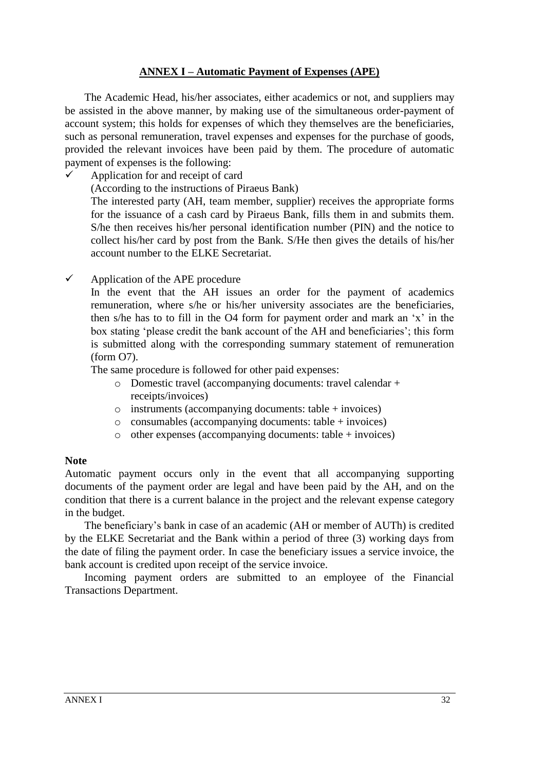## ANNEX I – Automatic Payment of Expenses (APE)

The Academic Head, his/her associates, either academics or not, and suppliers may be assisted in the above manner, by making use of the simultaneous order-payment of account system; this holds for expenses of which they themselves are the beneficiaries, such as personal remuneration, travel expenses and expenses for the purchase of goods, provided the relevant invoices have been paid by them. The procedure of automatic payment of expenses is the following:

- ✓ Application for and receipt of card
  (According to the instructions of Piraeus Bank)
  The interested party (AH, team member, supplier) receives the appropriate forms for the issuance of a cash card by Piraeus Bank, fills them in and submits them. S/he then receives his/her personal identification number (PIN) and the notice to collect his/her card by post from the Bank. S/He then gives the details of his/her account number to the ELKE Secretariat.

- ✓ Application of the APE procedure
  In the event that the AH issues an order for the payment of academics remuneration, where s/he or his/her university associates are the beneficiaries, then s/he has to to fill in the O4 form for payment order and mark an 'x' in the box stating 'please credit the bank account of the AH and beneficiaries'; this form is submitted along with the corresponding summary statement of remuneration (form O7).
  The same procedure is followed for other paid expenses:
  - Domestic travel (accompanying documents: travel calendar + receipts/invoices)
  - instruments (accompanying documents: table + invoices)
  - consumables (accompanying documents: table + invoices)
  - other expenses (accompanying documents: table + invoices)

**Note**

Automatic payment occurs only in the event that all accompanying supporting documents of the payment order are legal and have been paid by the AH, and on the condition that there is a current balance in the project and the relevant expense category in the budget.

The beneficiary's bank in case of an academic (AH or member of AUTh) is credited by the ELKE Secretariat and the Bank within a period of three (3) working days from the date of filing the payment order. In case the beneficiary issues a service invoice, the bank account is credited upon receipt of the service invoice.

Incoming payment orders are submitted to an employee of the Financial Transactions Department.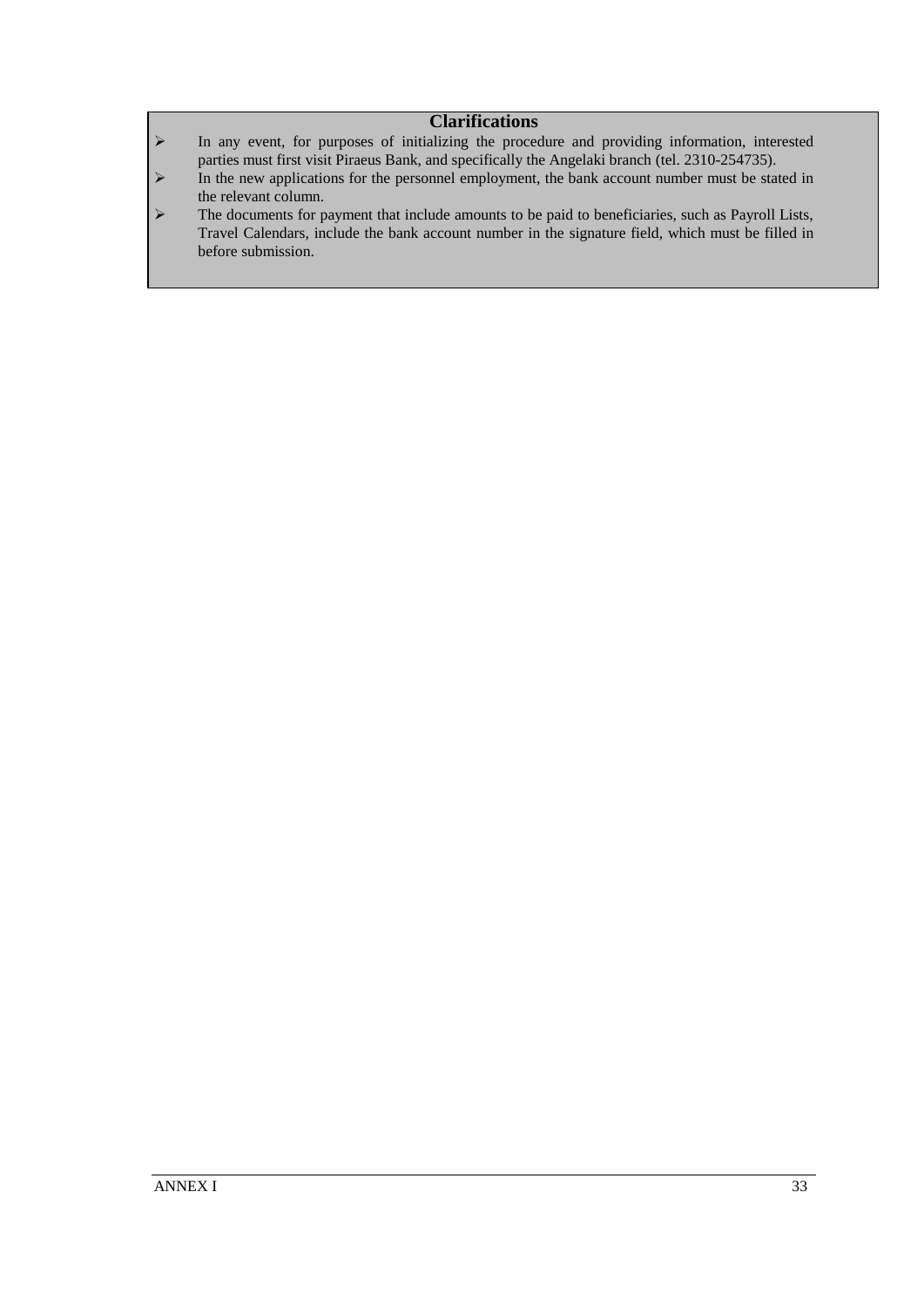### Clarifications

- In any event, for purposes of initializing the procedure and providing information, interested parties must first visit Piraeus Bank, and specifically the Angelaki branch (tel. 2310-254735).
- In the new applications for the personnel employment, the bank account number must be stated in the relevant column.
- The documents for payment that include amounts to be paid to beneficiaries, such as Payroll Lists, Travel Calendars, include the bank account number in the signature field, which must be filled in before submission.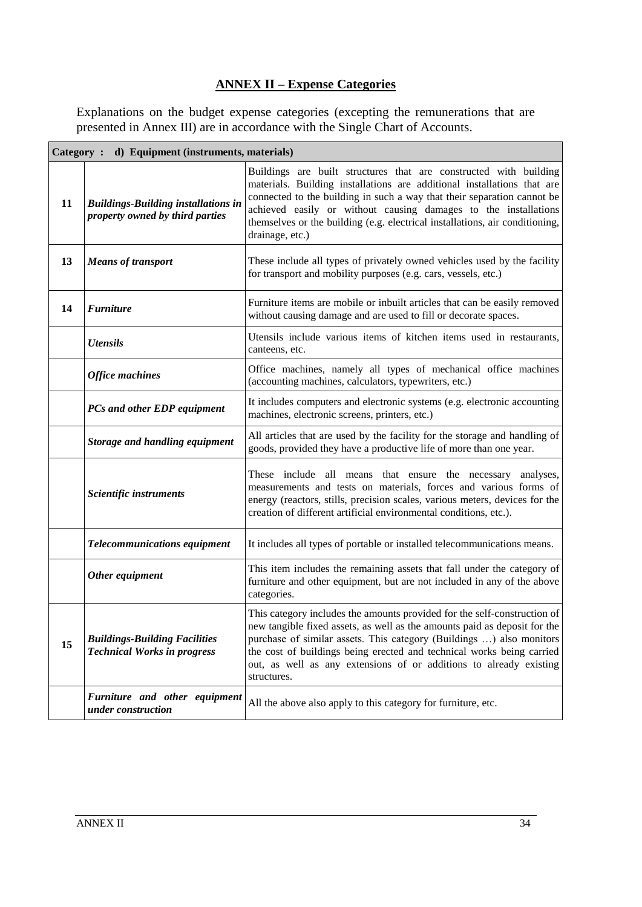## ANNEX II – Expense Categories

Explanations on the budget expense categories (excepting the remunerations that are presented in Annex III) are in accordance with the Single Chart of Accounts.

| Category : d) Equipment (instruments, materials) | | |
|---|---|---|
| **11** | ***Buildings-Building installations in property owned by third parties*** | Buildings are built structures that are constructed with building materials. Building installations are additional installations that are connected to the building in such a way that their separation cannot be achieved easily or without causing damages to the installations themselves or the building (e.g. electrical installations, air conditioning, drainage, etc.) |
| **13** | ***Means of transport*** | These include all types of privately owned vehicles used by the facility for transport and mobility purposes (e.g. cars, vessels, etc.) |
| **14** | ***Furniture*** | Furniture items are mobile or inbuilt articles that can be easily removed without causing damage and are used to fill or decorate spaces. |
| | ***Utensils*** | Utensils include various items of kitchen items used in restaurants, canteens, etc. |
| | ***Office machines*** | Office machines, namely all types of mechanical office machines (accounting machines, calculators, typewriters, etc.) |
| | ***PCs and other EDP equipment*** | It includes computers and electronic systems (e.g. electronic accounting machines, electronic screens, printers, etc.) |
| | ***Storage and handling equipment*** | All articles that are used by the facility for the storage and handling of goods, provided they have a productive life of more than one year. |
| | ***Scientific instruments*** | These include all means that ensure the necessary analyses, measurements and tests on materials, forces and various forms of energy (reactors, stills, precision scales, various meters, devices for the creation of different artificial environmental conditions, etc.). |
| | ***Telecommunications equipment*** | It includes all types of portable or installed telecommunications means. |
| | ***Other equipment*** | This item includes the remaining assets that fall under the category of furniture and other equipment, but are not included in any of the above categories. |
| **15** | ***Buildings-Building Facilities Technical Works in progress*** | This category includes the amounts provided for the self-construction of new tangible fixed assets, as well as the amounts paid as deposit for the purchase of similar assets. This category (Buildings …) also monitors the cost of buildings being erected and technical works being carried out, as well as any extensions of or additions to already existing structures. |
| | ***Furniture and other equipment under construction*** | All the above also apply to this category for furniture, etc. |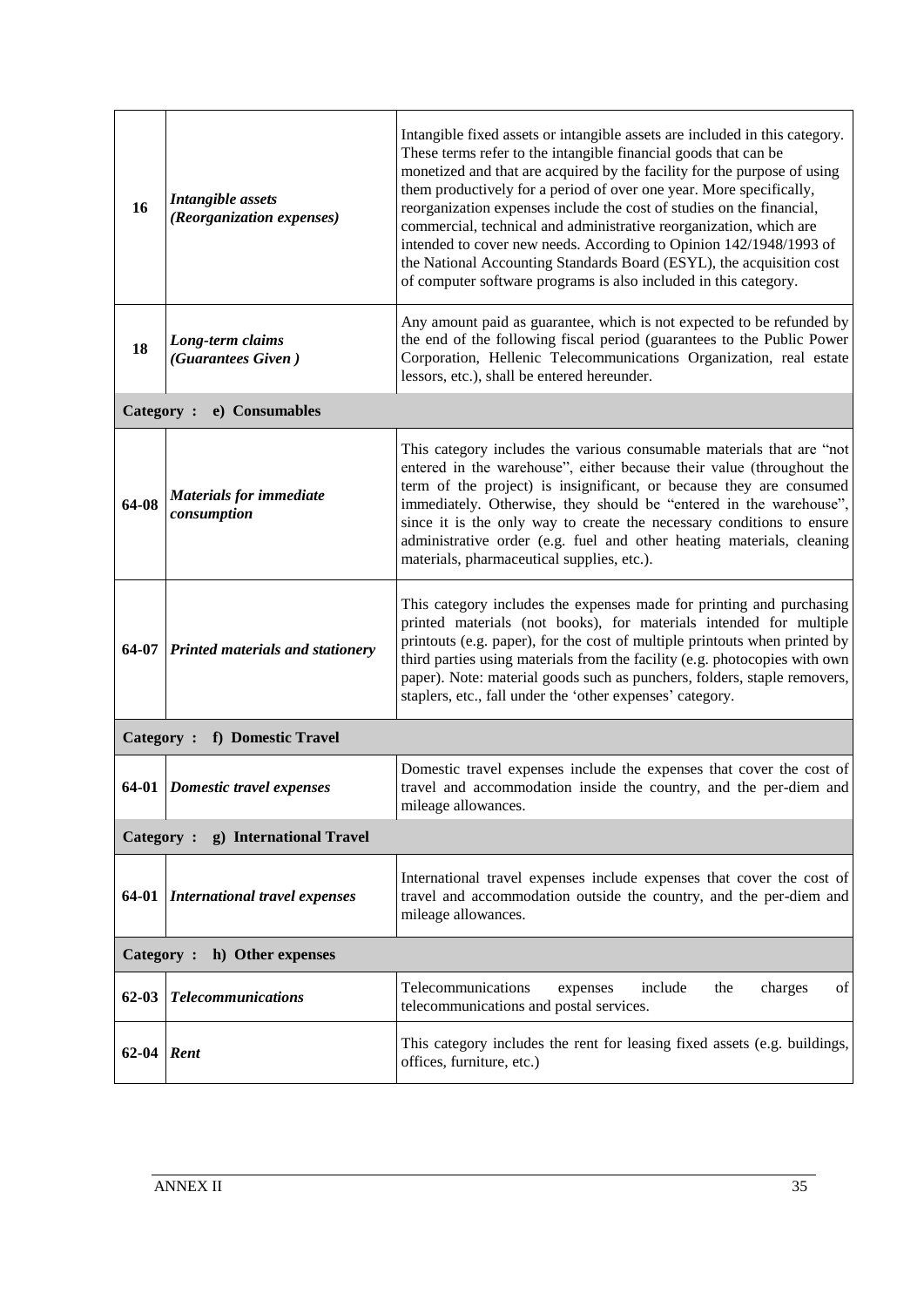| | | |
|---|---|---|
| 16 | ***Intangible assets (Reorganization expenses)*** | Intangible fixed assets or intangible assets are included in this category. These terms refer to the intangible financial goods that can be monetized and that are acquired by the facility for the purpose of using them productively for a period of over one year. More specifically, reorganization expenses include the cost of studies on the financial, commercial, technical and administrative reorganization, which are intended to cover new needs. According to Opinion 142/1948/1993 of the National Accounting Standards Board (ESYL), the acquisition cost of computer software programs is also included in this category. |
| 18 | ***Long-term claims (Guarantees Given )*** | Any amount paid as guarantee, which is not expected to be refunded by the end of the following fiscal period (guarantees to the Public Power Corporation, Hellenic Telecommunications Organization, real estate lessors, etc.), shall be entered hereunder. |
| **Category : e) Consumables** | | |
| 64-08 | ***Materials for immediate consumption*** | This category includes the various consumable materials that are "not entered in the warehouse", either because their value (throughout the term of the project) is insignificant, or because they are consumed immediately. Otherwise, they should be "entered in the warehouse", since it is the only way to create the necessary conditions to ensure administrative order (e.g. fuel and other heating materials, cleaning materials, pharmaceutical supplies, etc.). |
| 64-07 | ***Printed materials and stationery*** | This category includes the expenses made for printing and purchasing printed materials (not books), for materials intended for multiple printouts (e.g. paper), for the cost of multiple printouts when printed by third parties using materials from the facility (e.g. photocopies with own paper). Note: material goods such as punchers, folders, staple removers, staplers, etc., fall under the 'other expenses' category. |
| **Category : f) Domestic Travel** | | |
| 64-01 | ***Domestic travel expenses*** | Domestic travel expenses include the expenses that cover the cost of travel and accommodation inside the country, and the per-diem and mileage allowances. |
| **Category : g) International Travel** | | |
| 64-01 | ***International travel expenses*** | International travel expenses include expenses that cover the cost of travel and accommodation outside the country, and the per-diem and mileage allowances. |
| **Category : h) Other expenses** | | |
| 62-03 | ***Telecommunications*** | Telecommunications expenses include the charges of telecommunications and postal services. |
| 62-04 | ***Rent*** | This category includes the rent for leasing fixed assets (e.g. buildings, offices, furniture, etc.) |

ANNEX II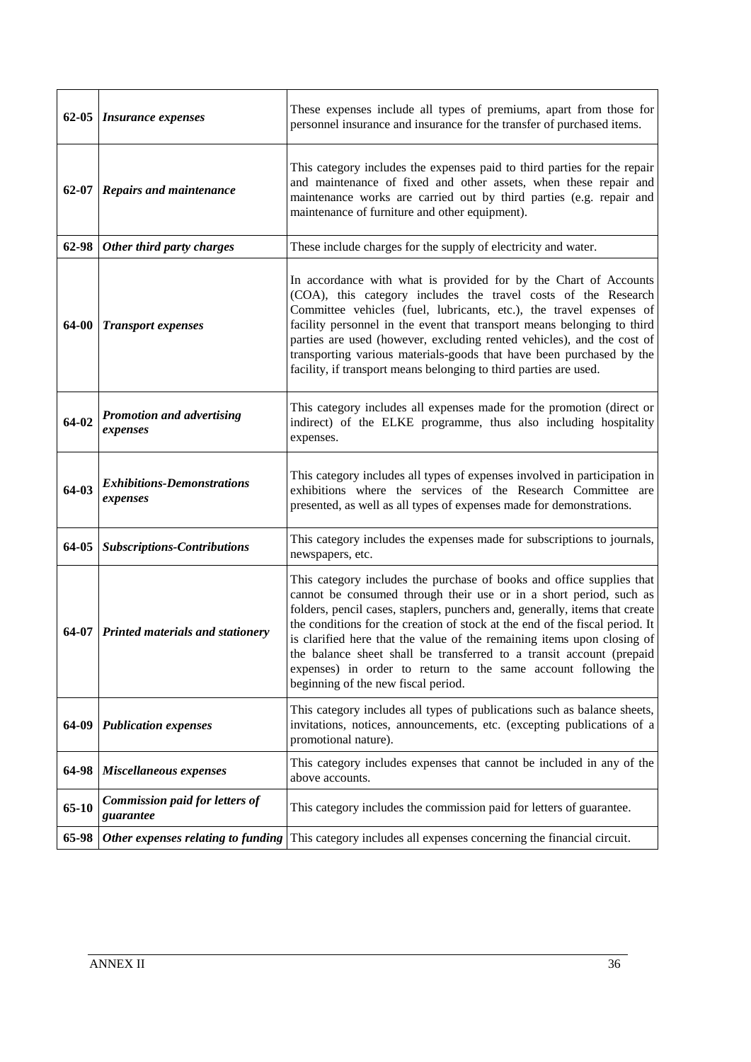| | | |
|---|---|---|
| 62-05 | ***Insurance expenses*** | These expenses include all types of premiums, apart from those for personnel insurance and insurance for the transfer of purchased items. |
| 62-07 | ***Repairs and maintenance*** | This category includes the expenses paid to third parties for the repair and maintenance of fixed and other assets, when these repair and maintenance works are carried out by third parties (e.g. repair and maintenance of furniture and other equipment). |
| 62-98 | ***Other third party charges*** | These include charges for the supply of electricity and water. |
| 64-00 | ***Transport expenses*** | In accordance with what is provided for by the Chart of Accounts (COA), this category includes the travel costs of the Research Committee vehicles (fuel, lubricants, etc.), the travel expenses of facility personnel in the event that transport means belonging to third parties are used (however, excluding rented vehicles), and the cost of transporting various materials-goods that have been purchased by the facility, if transport means belonging to third parties are used. |
| 64-02 | ***Promotion and advertising expenses*** | This category includes all expenses made for the promotion (direct or indirect) of the ELKE programme, thus also including hospitality expenses. |
| 64-03 | ***Exhibitions-Demonstrations expenses*** | This category includes all types of expenses involved in participation in exhibitions where the services of the Research Committee are presented, as well as all types of expenses made for demonstrations. |
| 64-05 | ***Subscriptions-Contributions*** | This category includes the expenses made for subscriptions to journals, newspapers, etc. |
| 64-07 | ***Printed materials and stationery*** | This category includes the purchase of books and office supplies that cannot be consumed through their use or in a short period, such as folders, pencil cases, staplers, punchers and, generally, items that create the conditions for the creation of stock at the end of the fiscal period. It is clarified here that the value of the remaining items upon closing of the balance sheet shall be transferred to a transit account (prepaid expenses) in order to return to the same account following the beginning of the new fiscal period. |
| 64-09 | ***Publication expenses*** | This category includes all types of publications such as balance sheets, invitations, notices, announcements, etc. (excepting publications of a promotional nature). |
| 64-98 | ***Miscellaneous expenses*** | This category includes expenses that cannot be included in any of the above accounts. |
| 65-10 | ***Commission paid for letters of guarantee*** | This category includes the commission paid for letters of guarantee. |
| 65-98 | ***Other expenses relating to funding*** | This category includes all expenses concerning the financial circuit. |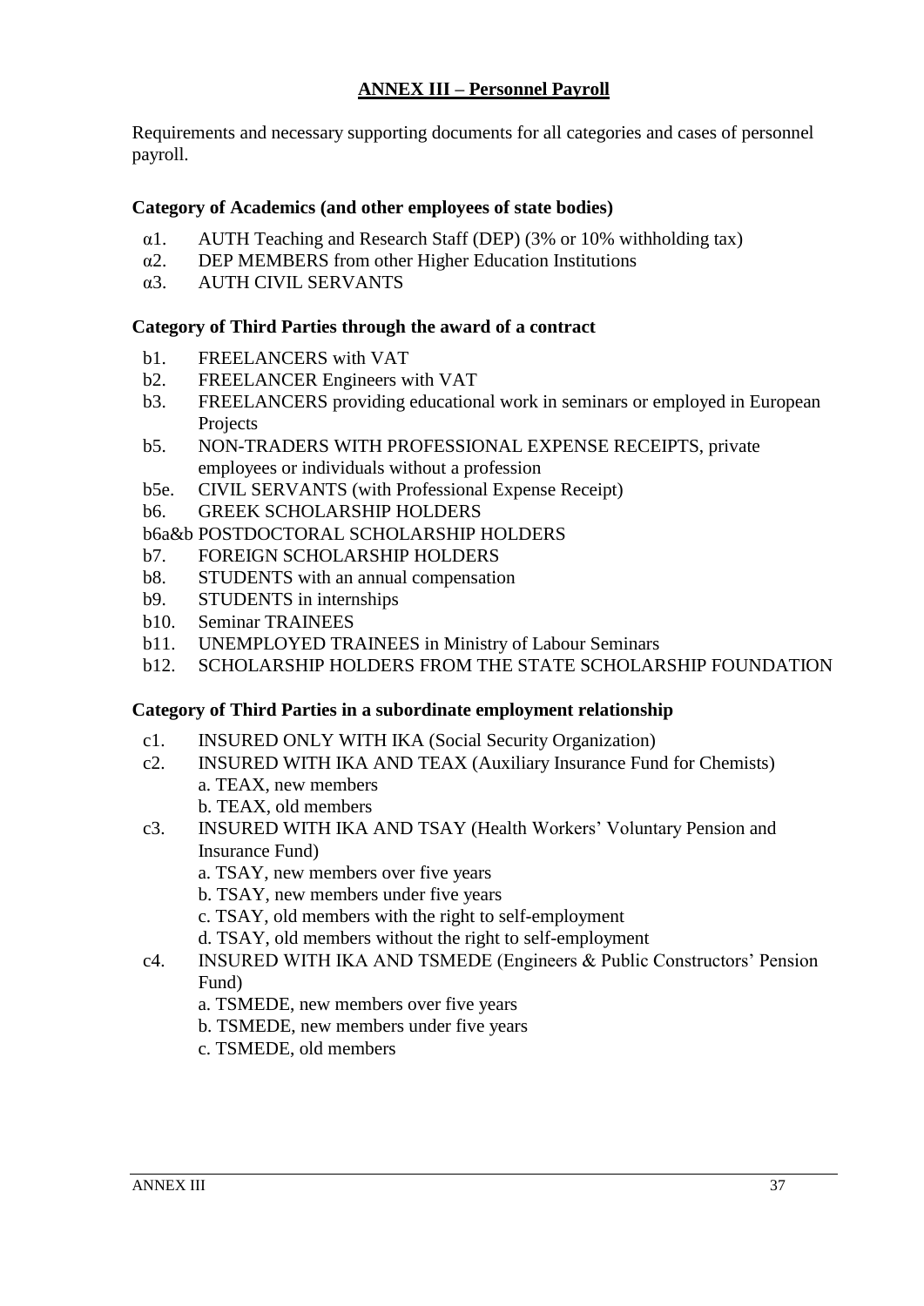## ANNEX III – Personnel Payroll

Requirements and necessary supporting documents for all categories and cases of personnel payroll.

**Category of Academics (and other employees of state bodies)**

- α1. AUTH Teaching and Research Staff (DEP) (3% or 10% withholding tax)
- α2. DEP MEMBERS from other Higher Education Institutions
- α3. AUTH CIVIL SERVANTS

**Category of Third Parties through the award of a contract**

- b1. FREELANCERS with VAT
- b2. FREELANCER Engineers with VAT
- b3. FREELANCERS providing educational work in seminars or employed in European Projects
- b5. NON-TRADERS WITH PROFESSIONAL EXPENSE RECEIPTS, private employees or individuals without a profession
- b5e. CIVIL SERVANTS (with Professional Expense Receipt)
- b6. GREEK SCHOLARSHIP HOLDERS
- b6a&b POSTDOCTORAL SCHOLARSHIP HOLDERS
- b7. FOREIGN SCHOLARSHIP HOLDERS
- b8. STUDENTS with an annual compensation
- b9. STUDENTS in internships
- b10. Seminar TRAINEES
- b11. UNEMPLOYED TRAINEES in Ministry of Labour Seminars
- b12. SCHOLARSHIP HOLDERS FROM THE STATE SCHOLARSHIP FOUNDATION

**Category of Third Parties in a subordinate employment relationship**

- c1. INSURED ONLY WITH IKA (Social Security Organization)
- c2. INSURED WITH IKA AND TEAX (Auxiliary Insurance Fund for Chemists)
  - a. TEAX, new members
  - b. TEAX, old members
- c3. INSURED WITH IKA AND TSAY (Health Workers' Voluntary Pension and Insurance Fund)
  - a. TSAY, new members over five years
  - b. TSAY, new members under five years
  - c. TSAY, old members with the right to self-employment
  - d. TSAY, old members without the right to self-employment
- c4. INSURED WITH IKA AND TSMEDE (Engineers & Public Constructors' Pension Fund)
  - a. TSMEDE, new members over five years
  - b. TSMEDE, new members under five years
  - c. TSMEDE, old members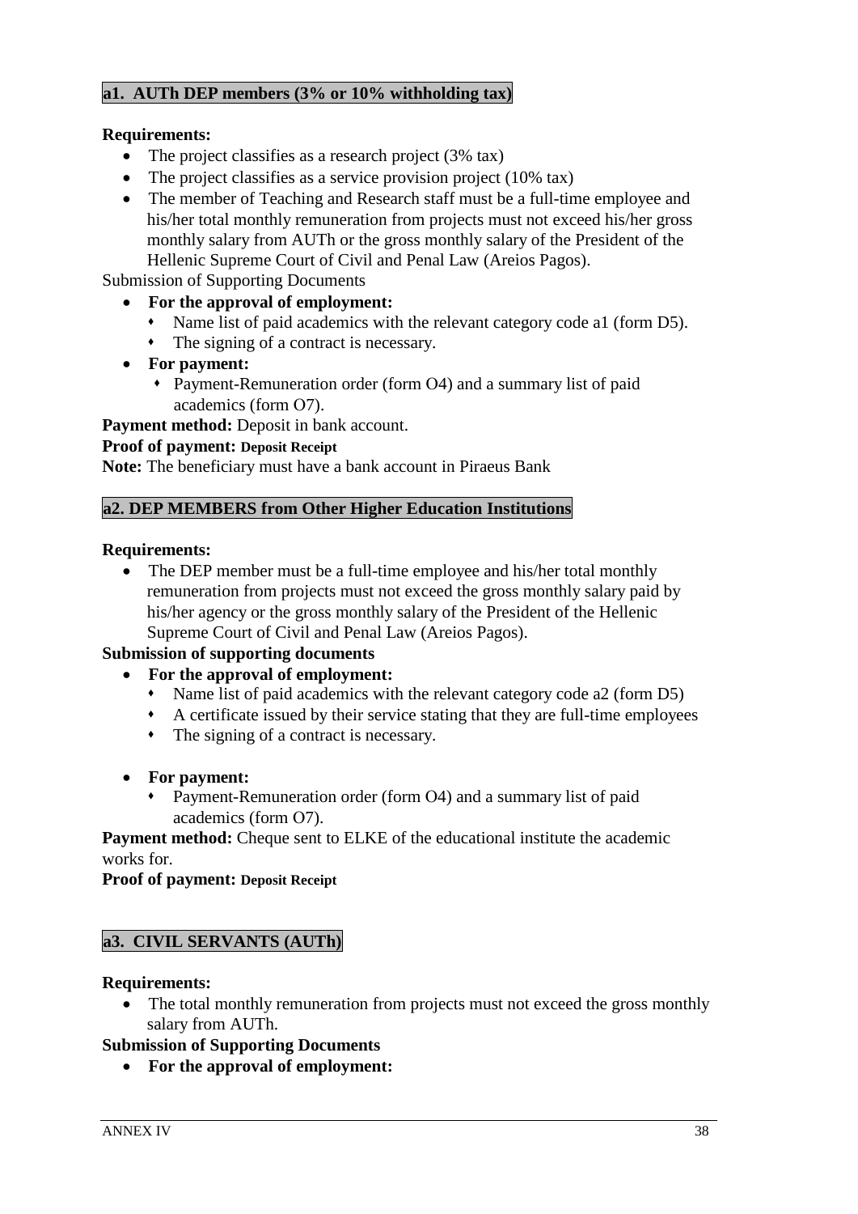### a1. AUTh DEP members (3% or 10% withholding tax)

**Requirements:**

- The project classifies as a research project (3% tax)
- The project classifies as a service provision project (10% tax)
- The member of Teaching and Research staff must be a full-time employee and his/her total monthly remuneration from projects must not exceed his/her gross monthly salary from AUTh or the gross monthly salary of the President of the Hellenic Supreme Court of Civil and Penal Law (Areios Pagos).

Submission of Supporting Documents

- **For the approval of employment:**
  - Name list of paid academics with the relevant category code a1 (form D5).
  - The signing of a contract is necessary.
- **For payment:**
  - Payment-Remuneration order (form O4) and a summary list of paid academics (form O7).

**Payment method:** Deposit in bank account.

**Proof of payment: Deposit Receipt**

**Note:** The beneficiary must have a bank account in Piraeus Bank

### a2. DEP MEMBERS from Other Higher Education Institutions

**Requirements:**

- The DEP member must be a full-time employee and his/her total monthly remuneration from projects must not exceed the gross monthly salary paid by his/her agency or the gross monthly salary of the President of the Hellenic Supreme Court of Civil and Penal Law (Areios Pagos).

**Submission of supporting documents**

- **For the approval of employment:**
  - Name list of paid academics with the relevant category code a2 (form D5)
  - A certificate issued by their service stating that they are full-time employees
  - The signing of a contract is necessary.
- **For payment:**
  - Payment-Remuneration order (form O4) and a summary list of paid academics (form O7).

**Payment method:** Cheque sent to ELKE of the educational institute the academic works for.

**Proof of payment: Deposit Receipt**

### a3. CIVIL SERVANTS (AUTh)

**Requirements:**

- The total monthly remuneration from projects must not exceed the gross monthly salary from AUTh.

**Submission of Supporting Documents**

- **For the approval of employment:**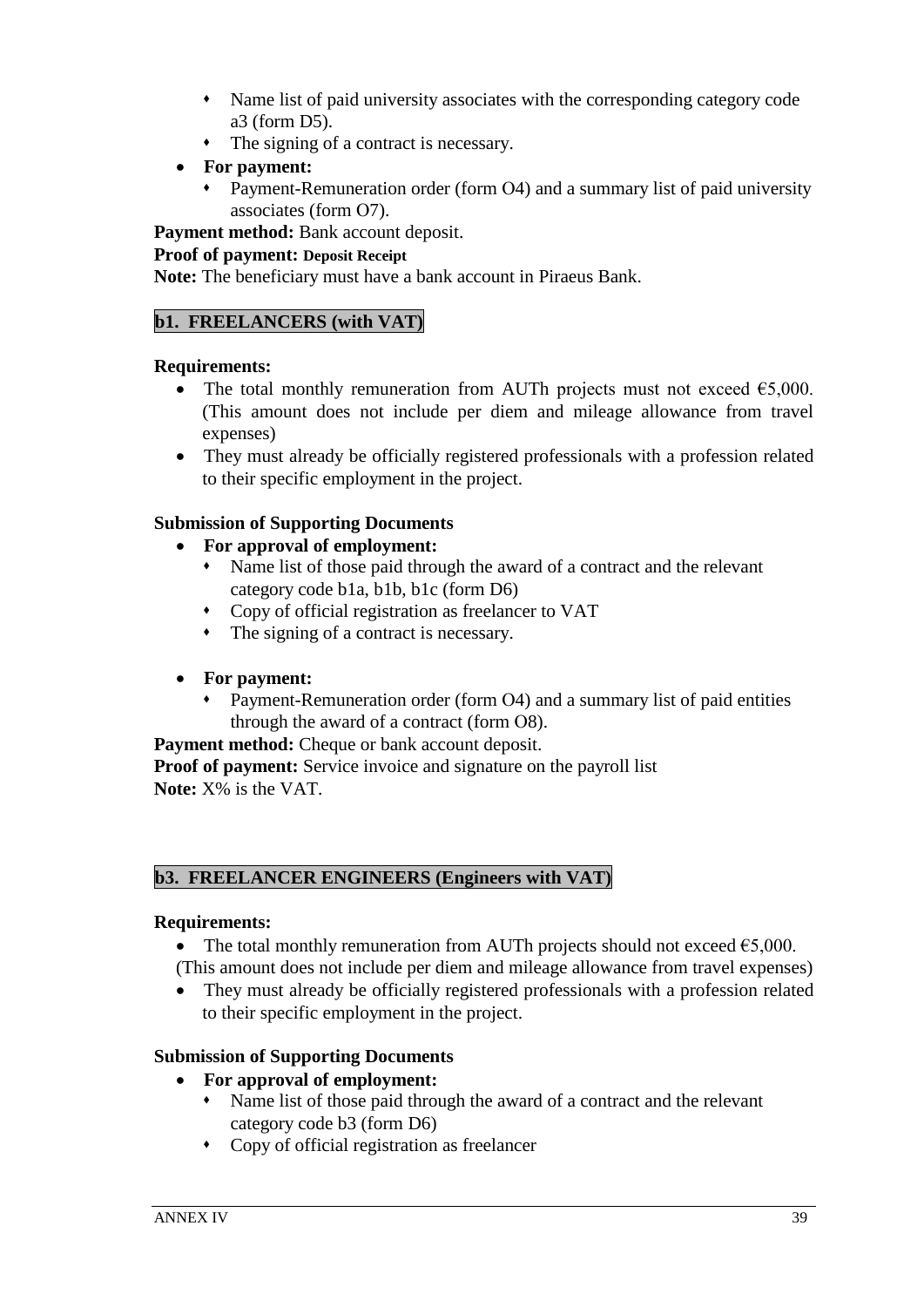- Name list of paid university associates with the corresponding category code a3 (form D5).
- The signing of a contract is necessary.

- **For payment:**
  - Payment-Remuneration order (form O4) and a summary list of paid university associates (form O7).

**Payment method:** Bank account deposit.

**Proof of payment: Deposit Receipt**

**Note:** The beneficiary must have a bank account in Piraeus Bank.

### b1. FREELANCERS (with VAT)

**Requirements:**

- The total monthly remuneration from AUTh projects must not exceed €5,000. (This amount does not include per diem and mileage allowance from travel expenses)
- They must already be officially registered professionals with a profession related to their specific employment in the project.

**Submission of Supporting Documents**

- **For approval of employment:**
  - Name list of those paid through the award of a contract and the relevant category code b1a, b1b, b1c (form D6)
  - Copy of official registration as freelancer to VAT
  - The signing of a contract is necessary.

- **For payment:**
  - Payment-Remuneration order (form O4) and a summary list of paid entities through the award of a contract (form O8).

**Payment method:** Cheque or bank account deposit.

**Proof of payment:** Service invoice and signature on the payroll list

**Note:** X% is the VAT.

### b3. FREELANCER ENGINEERS (Engineers with VAT)

**Requirements:**

- The total monthly remuneration from AUTh projects should not exceed €5,000. (This amount does not include per diem and mileage allowance from travel expenses)
- They must already be officially registered professionals with a profession related to their specific employment in the project.

**Submission of Supporting Documents**

- **For approval of employment:**
  - Name list of those paid through the award of a contract and the relevant category code b3 (form D6)
  - Copy of official registration as freelancer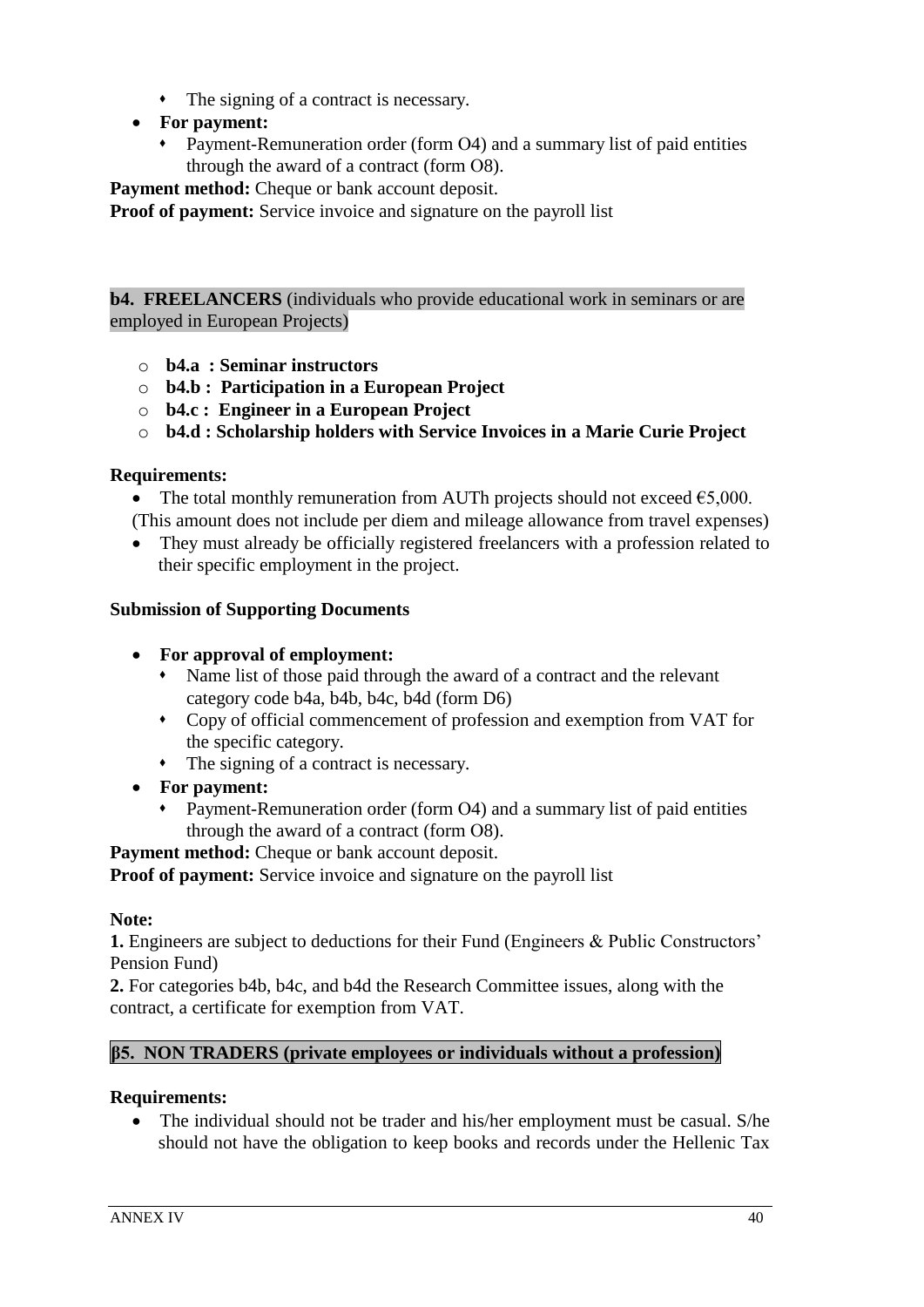- The signing of a contract is necessary.
- **For payment:**
  - Payment-Remuneration order (form O4) and a summary list of paid entities through the award of a contract (form O8).

**Payment method:** Cheque or bank account deposit.

**Proof of payment:** Service invoice and signature on the payroll list

**b4. FREELANCERS** (individuals who provide educational work in seminars or are employed in European Projects)

- **b4.a : Seminar instructors**
- **b4.b : Participation in a European Project**
- **b4.c : Engineer in a European Project**
- **b4.d : Scholarship holders with Service Invoices in a Marie Curie Project**

**Requirements:**

- The total monthly remuneration from AUTh projects should not exceed €5,000.

(This amount does not include per diem and mileage allowance from travel expenses)

- They must already be officially registered freelancers with a profession related to their specific employment in the project.

**Submission of Supporting Documents**

- **For approval of employment:**
  - Name list of those paid through the award of a contract and the relevant category code b4a, b4b, b4c, b4d (form D6)
  - Copy of official commencement of profession and exemption from VAT for the specific category.
  - The signing of a contract is necessary.
- **For payment:**
  - Payment-Remuneration order (form O4) and a summary list of paid entities through the award of a contract (form O8).

**Payment method:** Cheque or bank account deposit.

**Proof of payment:** Service invoice and signature on the payroll list

**Note:**

**1.** Engineers are subject to deductions for their Fund (Engineers & Public Constructors' Pension Fund)

**2.** For categories b4b, b4c, and b4d the Research Committee issues, along with the contract, a certificate for exemption from VAT.

**β5. NON TRADERS (private employees or individuals without a profession)**

**Requirements:**

- The individual should not be trader and his/her employment must be casual. S/he should not have the obligation to keep books and records under the Hellenic Tax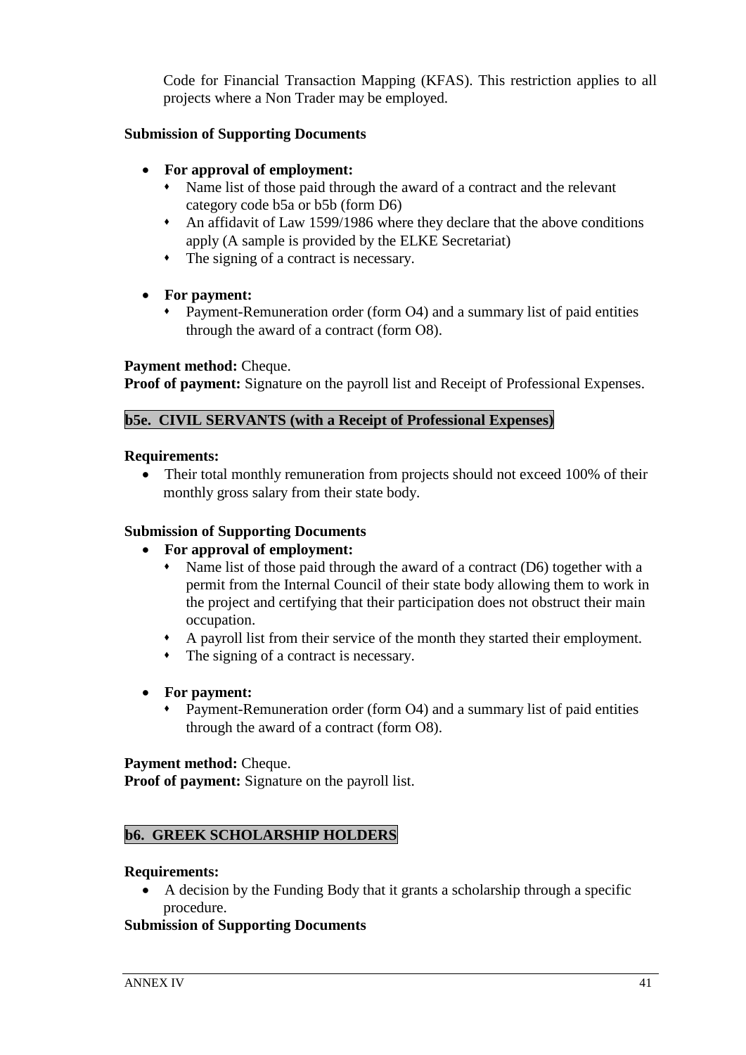Code for Financial Transaction Mapping (KFAS). This restriction applies to all projects where a Non Trader may be employed.

**Submission of Supporting Documents**

- **For approval of employment:**
  - Name list of those paid through the award of a contract and the relevant category code b5a or b5b (form D6)
  - An affidavit of Law 1599/1986 where they declare that the above conditions apply (A sample is provided by the ELKE Secretariat)
  - The signing of a contract is necessary.

- **For payment:**
  - Payment-Remuneration order (form O4) and a summary list of paid entities through the award of a contract (form O8).

**Payment method:** Cheque.
**Proof of payment:** Signature on the payroll list and Receipt of Professional Expenses.

### b5e. CIVIL SERVANTS (with a Receipt of Professional Expenses)

**Requirements:**

- Their total monthly remuneration from projects should not exceed 100% of their monthly gross salary from their state body.

**Submission of Supporting Documents**

- **For approval of employment:**
  - Name list of those paid through the award of a contract (D6) together with a permit from the Internal Council of their state body allowing them to work in the project and certifying that their participation does not obstruct their main occupation.
  - A payroll list from their service of the month they started their employment.
  - The signing of a contract is necessary.

- **For payment:**
  - Payment-Remuneration order (form O4) and a summary list of paid entities through the award of a contract (form O8).

**Payment method:** Cheque.
**Proof of payment:** Signature on the payroll list.

### b6. GREEK SCHOLARSHIP HOLDERS

**Requirements:**

- A decision by the Funding Body that it grants a scholarship through a specific procedure.

**Submission of Supporting Documents**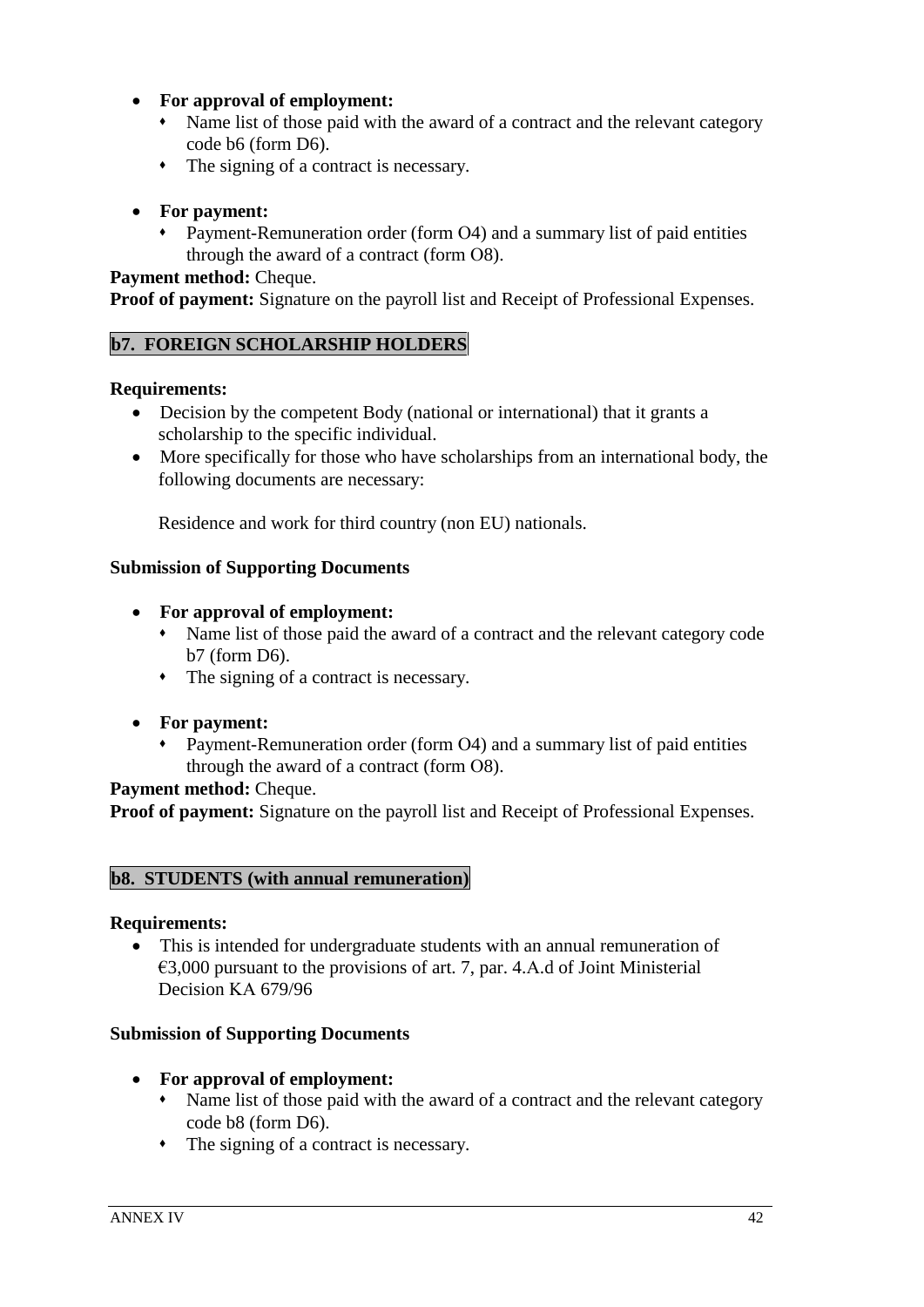- **For approval of employment:**
  - Name list of those paid with the award of a contract and the relevant category code b6 (form D6).
  - The signing of a contract is necessary.

- **For payment:**
  - Payment-Remuneration order (form O4) and a summary list of paid entities through the award of a contract (form O8).

**Payment method:** Cheque.

**Proof of payment:** Signature on the payroll list and Receipt of Professional Expenses.

## b7. FOREIGN SCHOLARSHIP HOLDERS

**Requirements:**

- Decision by the competent Body (national or international) that it grants a scholarship to the specific individual.
- More specifically for those who have scholarships from an international body, the following documents are necessary:

  Residence and work for third country (non EU) nationals.

**Submission of Supporting Documents**

- **For approval of employment:**
  - Name list of those paid the award of a contract and the relevant category code b7 (form D6).
  - The signing of a contract is necessary.

- **For payment:**
  - Payment-Remuneration order (form O4) and a summary list of paid entities through the award of a contract (form O8).

**Payment method:** Cheque.

**Proof of payment:** Signature on the payroll list and Receipt of Professional Expenses.

## b8. STUDENTS (with annual remuneration)

**Requirements:**

- This is intended for undergraduate students with an annual remuneration of €3,000 pursuant to the provisions of art. 7, par. 4.A.d of Joint Ministerial Decision KA 679/96

**Submission of Supporting Documents**

- **For approval of employment:**
  - Name list of those paid with the award of a contract and the relevant category code b8 (form D6).
  - The signing of a contract is necessary.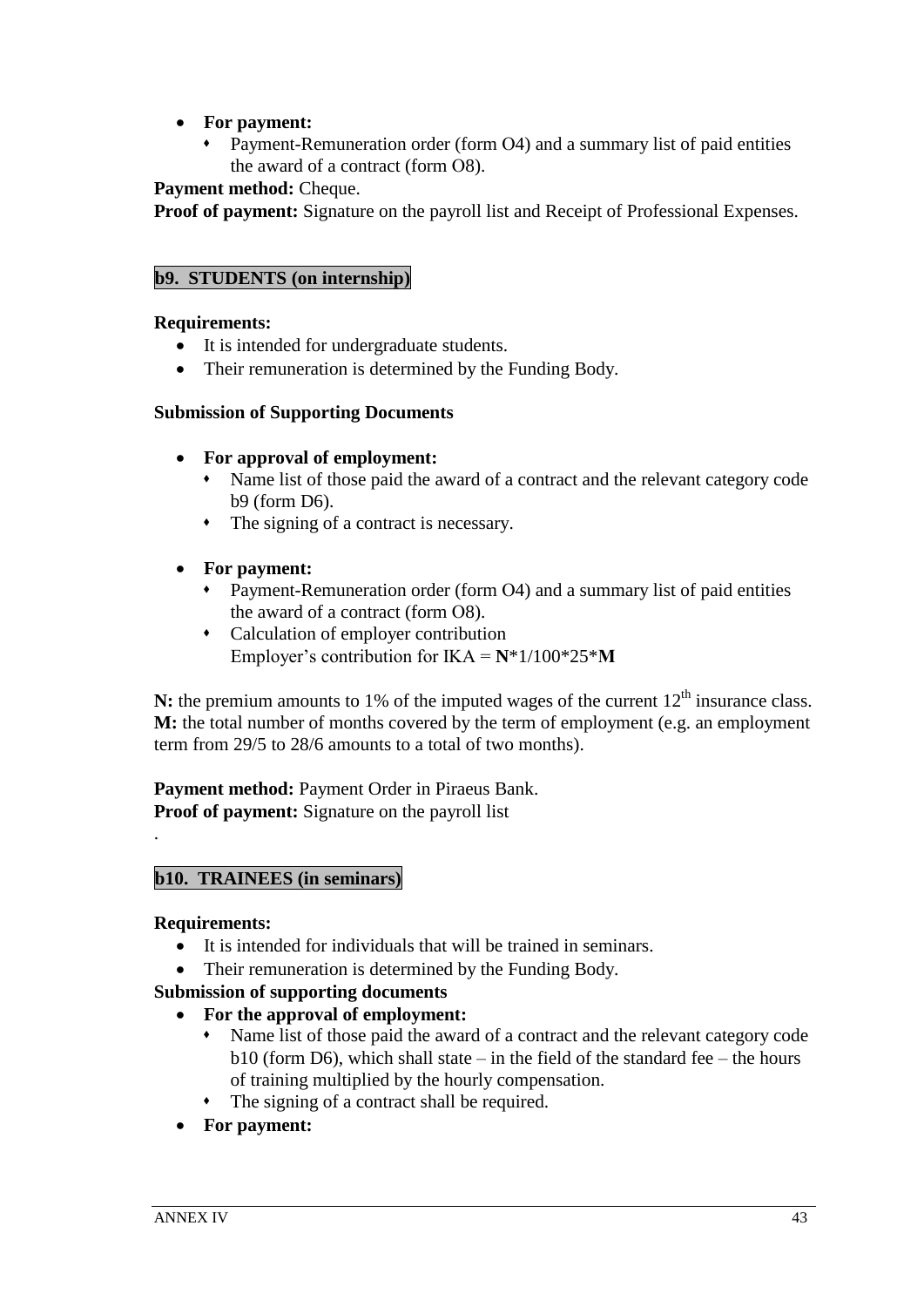- **For payment:**
  - Payment-Remuneration order (form O4) and a summary list of paid entities the award of a contract (form O8).

**Payment method:** Cheque.

**Proof of payment:** Signature on the payroll list and Receipt of Professional Expenses.

### b9. STUDENTS (on internship)

**Requirements:**

- It is intended for undergraduate students.
- Their remuneration is determined by the Funding Body.

**Submission of Supporting Documents**

- **For approval of employment:**
  - Name list of those paid the award of a contract and the relevant category code b9 (form D6).
  - The signing of a contract is necessary.

- **For payment:**
  - Payment-Remuneration order (form O4) and a summary list of paid entities the award of a contract (form O8).
  - Calculation of employer contribution
    Employer's contribution for IKA = **N***1/100*25***M**

**N:** the premium amounts to 1% of the imputed wages of the current 12th insurance class.
**M:** the total number of months covered by the term of employment (e.g. an employment term from 29/5 to 28/6 amounts to a total of two months).

**Payment method:** Payment Order in Piraeus Bank.
**Proof of payment:** Signature on the payroll list

.

### b10. TRAINEES (in seminars)

**Requirements:**

- It is intended for individuals that will be trained in seminars.
- Their remuneration is determined by the Funding Body.

**Submission of supporting documents**

- **For the approval of employment:**
  - Name list of those paid the award of a contract and the relevant category code b10 (form D6), which shall state – in the field of the standard fee – the hours of training multiplied by the hourly compensation.
  - The signing of a contract shall be required.
- **For payment:**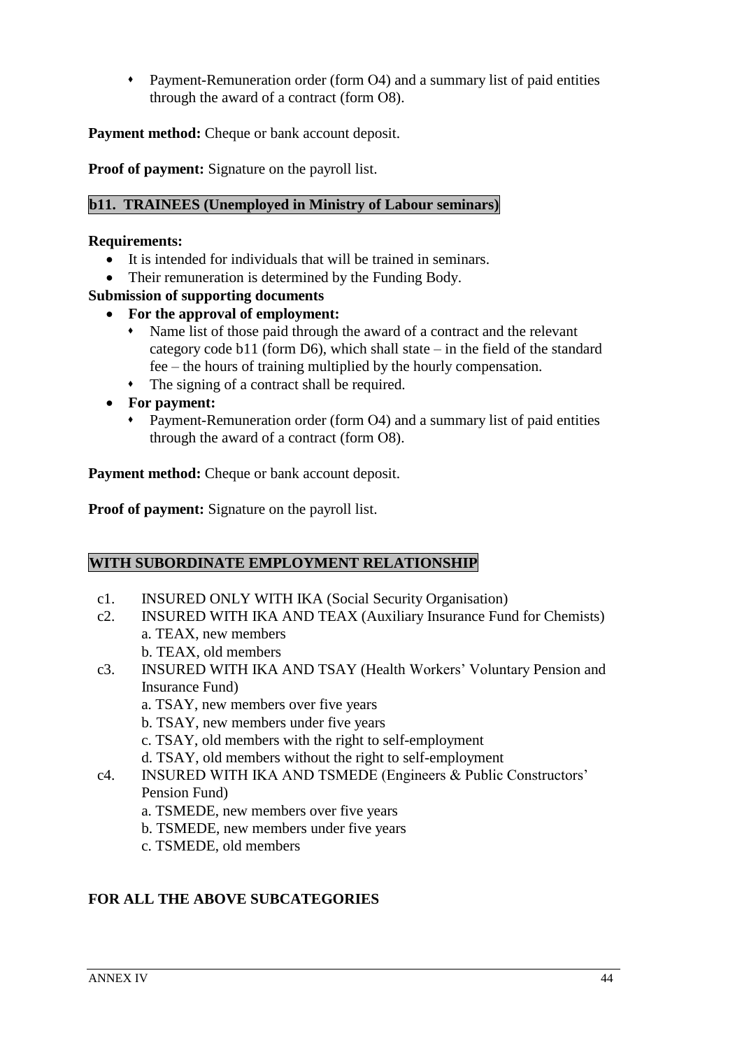- Payment-Remuneration order (form O4) and a summary list of paid entities through the award of a contract (form O8).

**Payment method:** Cheque or bank account deposit.

**Proof of payment:** Signature on the payroll list.

### b11. TRAINEES (Unemployed in Ministry of Labour seminars)

**Requirements:**

- It is intended for individuals that will be trained in seminars.
- Their remuneration is determined by the Funding Body.

**Submission of supporting documents**

- **For the approval of employment:**
  - Name list of those paid through the award of a contract and the relevant category code b11 (form D6), which shall state – in the field of the standard fee – the hours of training multiplied by the hourly compensation.
  - The signing of a contract shall be required.
- **For payment:**
  - Payment-Remuneration order (form O4) and a summary list of paid entities through the award of a contract (form O8).

**Payment method:** Cheque or bank account deposit.

**Proof of payment:** Signature on the payroll list.

### WITH SUBORDINATE EMPLOYMENT RELATIONSHIP

c1. INSURED ONLY WITH IKA (Social Security Organisation)

c2. INSURED WITH IKA AND TEAX (Auxiliary Insurance Fund for Chemists)
  a. TEAX, new members
  b. TEAX, old members

c3. INSURED WITH IKA AND TSAY (Health Workers' Voluntary Pension and Insurance Fund)
  a. TSAY, new members over five years
  b. TSAY, new members under five years
  c. TSAY, old members with the right to self-employment
  d. TSAY, old members without the right to self-employment

c4. INSURED WITH IKA AND TSMEDE (Engineers & Public Constructors' Pension Fund)
  a. TSMEDE, new members over five years
  b. TSMEDE, new members under five years
  c. TSMEDE, old members

**FOR ALL THE ABOVE SUBCATEGORIES**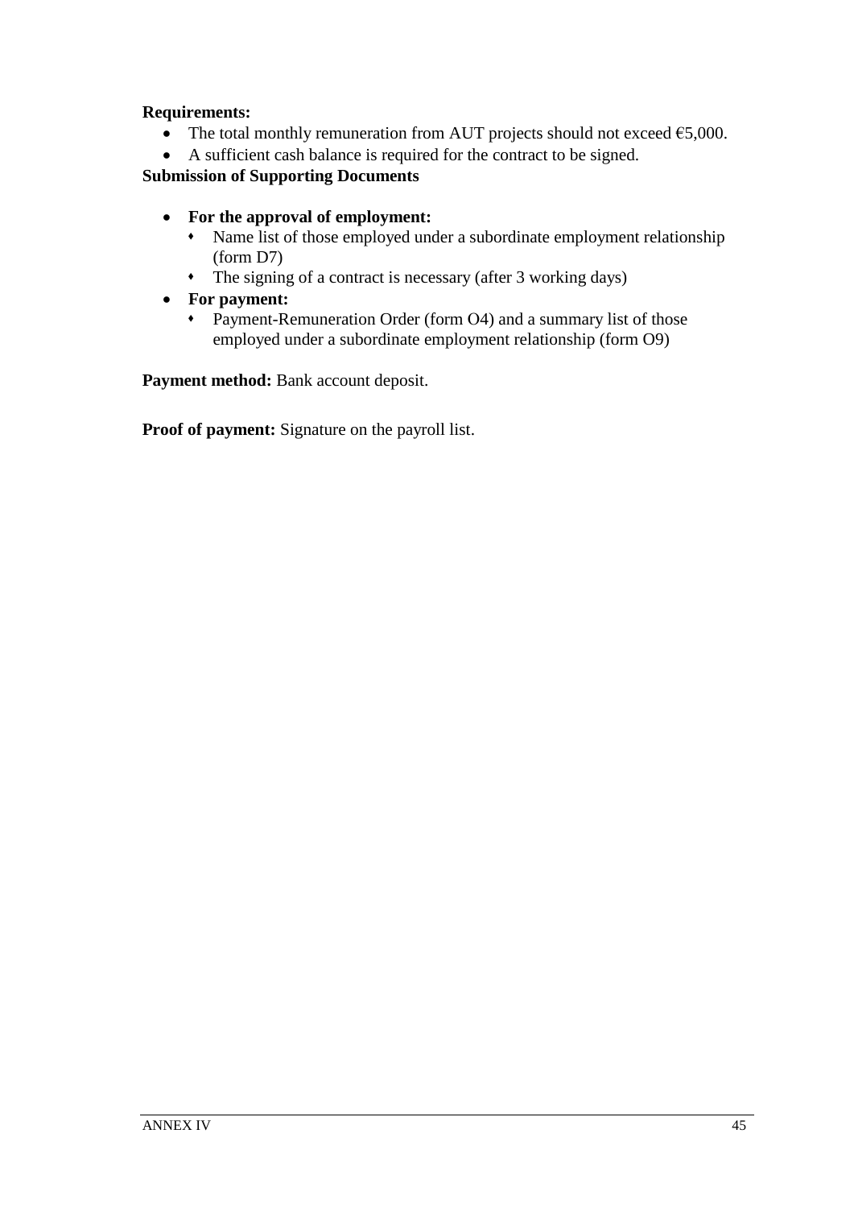**Requirements:**

- The total monthly remuneration from AUT projects should not exceed €5,000.
- A sufficient cash balance is required for the contract to be signed.

**Submission of Supporting Documents**

- **For the approval of employment:**
  - Name list of those employed under a subordinate employment relationship (form D7)
  - The signing of a contract is necessary (after 3 working days)
- **For payment:**
  - Payment-Remuneration Order (form O4) and a summary list of those employed under a subordinate employment relationship (form O9)

**Payment method:** Bank account deposit.

**Proof of payment:** Signature on the payroll list.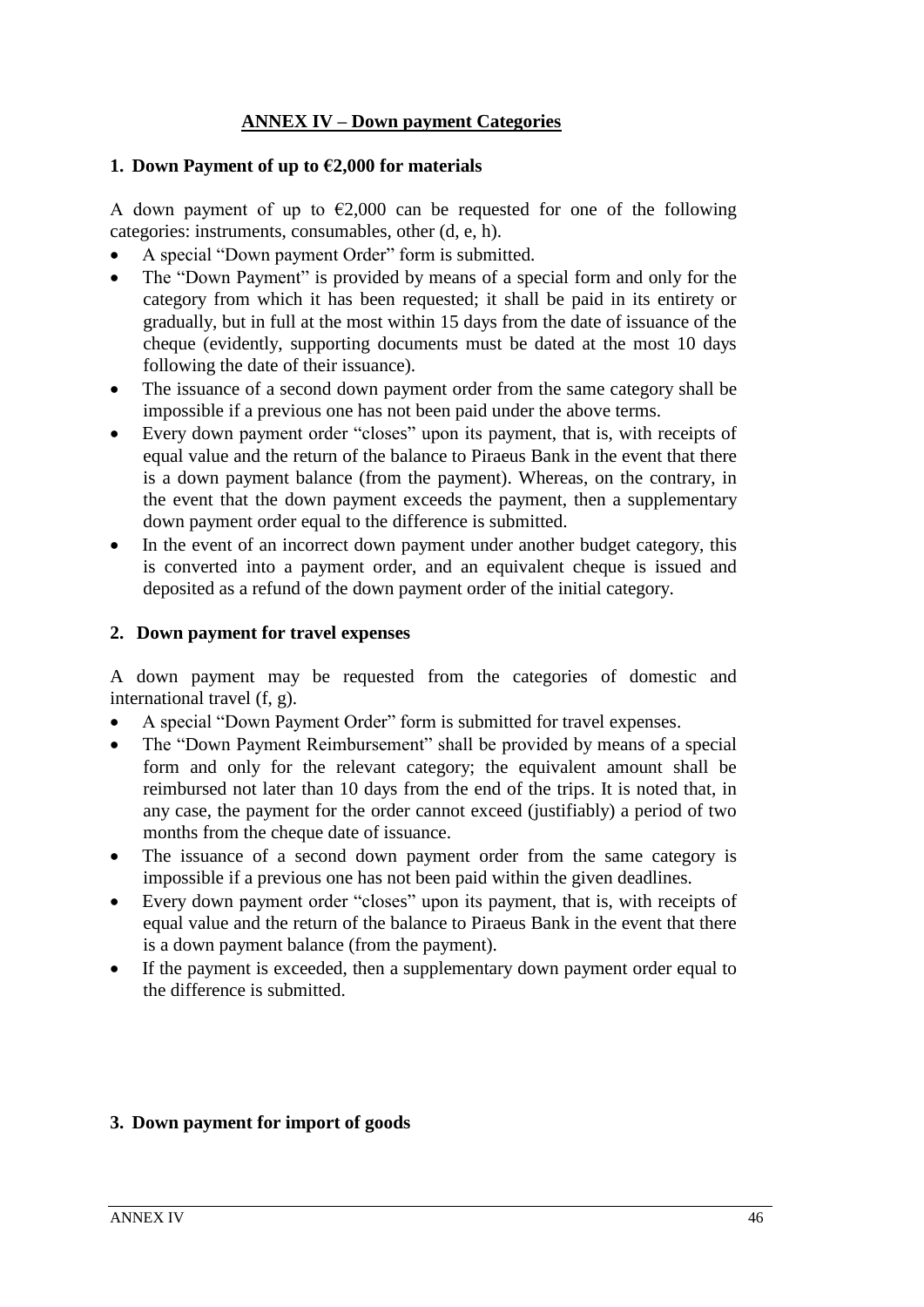## ANNEX IV – Down payment Categories

### 1. Down Payment of up to €2,000 for materials

A down payment of up to €2,000 can be requested for one of the following categories: instruments, consumables, other (d, e, h).

- A special "Down payment Order" form is submitted.
- The "Down Payment" is provided by means of a special form and only for the category from which it has been requested; it shall be paid in its entirety or gradually, but in full at the most within 15 days from the date of issuance of the cheque (evidently, supporting documents must be dated at the most 10 days following the date of their issuance).
- The issuance of a second down payment order from the same category shall be impossible if a previous one has not been paid under the above terms.
- Every down payment order "closes" upon its payment, that is, with receipts of equal value and the return of the balance to Piraeus Bank in the event that there is a down payment balance (from the payment). Whereas, on the contrary, in the event that the down payment exceeds the payment, then a supplementary down payment order equal to the difference is submitted.
- In the event of an incorrect down payment under another budget category, this is converted into a payment order, and an equivalent cheque is issued and deposited as a refund of the down payment order of the initial category.

### 2. Down payment for travel expenses

A down payment may be requested from the categories of domestic and international travel (f, g).

- A special "Down Payment Order" form is submitted for travel expenses.
- The "Down Payment Reimbursement" shall be provided by means of a special form and only for the relevant category; the equivalent amount shall be reimbursed not later than 10 days from the end of the trips. It is noted that, in any case, the payment for the order cannot exceed (justifiably) a period of two months from the cheque date of issuance.
- The issuance of a second down payment order from the same category is impossible if a previous one has not been paid within the given deadlines.
- Every down payment order "closes" upon its payment, that is, with receipts of equal value and the return of the balance to Piraeus Bank in the event that there is a down payment balance (from the payment).
- If the payment is exceeded, then a supplementary down payment order equal to the difference is submitted.

### 3. Down payment for import of goods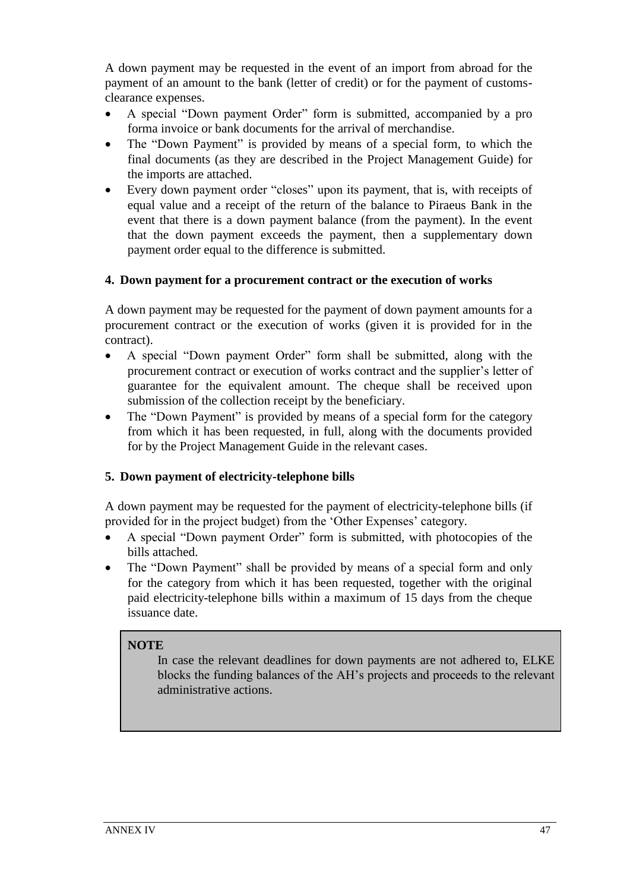A down payment may be requested in the event of an import from abroad for the payment of an amount to the bank (letter of credit) or for the payment of customs-clearance expenses.

- A special "Down payment Order" form is submitted, accompanied by a pro forma invoice or bank documents for the arrival of merchandise.
- The "Down Payment" is provided by means of a special form, to which the final documents (as they are described in the Project Management Guide) for the imports are attached.
- Every down payment order "closes" upon its payment, that is, with receipts of equal value and a receipt of the return of the balance to Piraeus Bank in the event that there is a down payment balance (from the payment). In the event that the down payment exceeds the payment, then a supplementary down payment order equal to the difference is submitted.

#### 4. Down payment for a procurement contract or the execution of works

A down payment may be requested for the payment of down payment amounts for a procurement contract or the execution of works (given it is provided for in the contract).

- A special "Down payment Order" form shall be submitted, along with the procurement contract or execution of works contract and the supplier's letter of guarantee for the equivalent amount. The cheque shall be received upon submission of the collection receipt by the beneficiary.
- The "Down Payment" is provided by means of a special form for the category from which it has been requested, in full, along with the documents provided for by the Project Management Guide in the relevant cases.

#### 5. Down payment of electricity-telephone bills

A down payment may be requested for the payment of electricity-telephone bills (if provided for in the project budget) from the 'Other Expenses' category.

- A special "Down payment Order" form is submitted, with photocopies of the bills attached.
- The "Down Payment" shall be provided by means of a special form and only for the category from which it has been requested, together with the original paid electricity-telephone bills within a maximum of 15 days from the cheque issuance date.

> **NOTE**
>
> In case the relevant deadlines for down payments are not adhered to, ELKE blocks the funding balances of the AH's projects and proceeds to the relevant administrative actions.